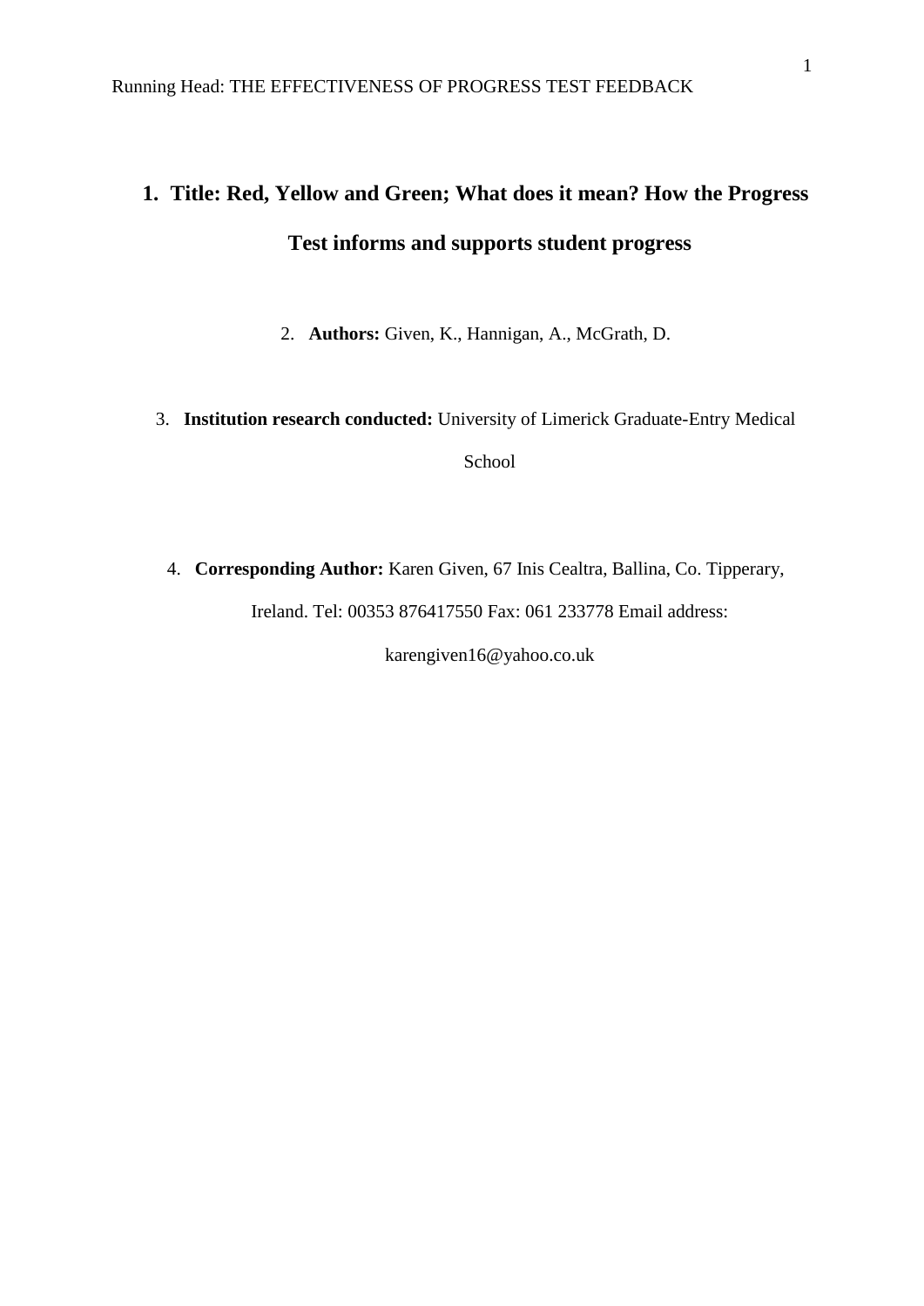# 1. Title: Red, Yellow and Green; What does it mean? How the Progress Test informs and supports student progress

2. **Authors:** Given, K., Hannigan, A., McGrath, D.

3. **Institution research conducted:** University of Limerick Graduate-Entry Medical School

4. **Corresponding Author:** Karen Given, 67 Inis Cealtra, Ballina, Co. Tipperary, Ireland. Tel: 00353 876417550 Fax: 061 233778 Email address: karengiven16@yahoo.co.uk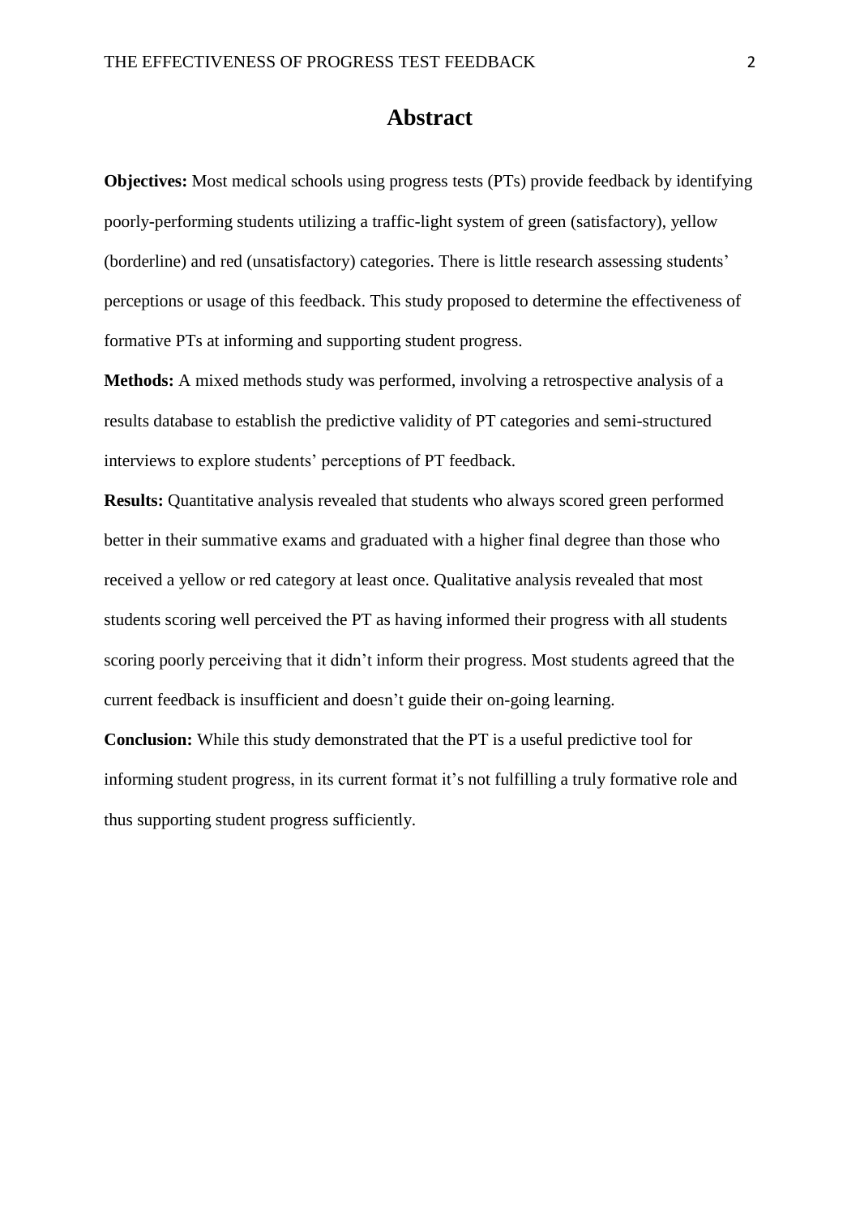# Abstract

**Objectives:** Most medical schools using progress tests (PTs) provide feedback by identifying poorly-performing students utilizing a traffic-light system of green (satisfactory), yellow (borderline) and red (unsatisfactory) categories. There is little research assessing students' perceptions or usage of this feedback. This study proposed to determine the effectiveness of formative PTs at informing and supporting student progress.

**Methods:** A mixed methods study was performed, involving a retrospective analysis of a results database to establish the predictive validity of PT categories and semi-structured interviews to explore students' perceptions of PT feedback.

**Results:** Quantitative analysis revealed that students who always scored green performed better in their summative exams and graduated with a higher final degree than those who received a yellow or red category at least once. Qualitative analysis revealed that most students scoring well perceived the PT as having informed their progress with all students scoring poorly perceiving that it didn't inform their progress. Most students agreed that the current feedback is insufficient and doesn't guide their on-going learning.

**Conclusion:** While this study demonstrated that the PT is a useful predictive tool for informing student progress, in its current format it's not fulfilling a truly formative role and thus supporting student progress sufficiently.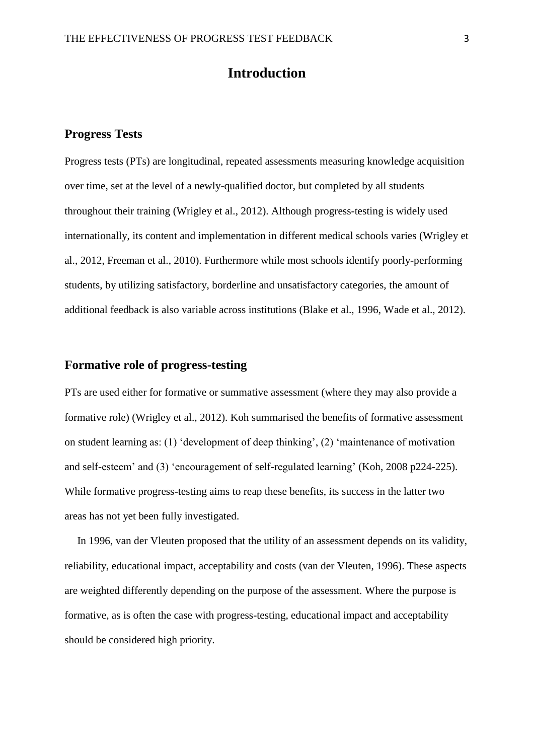# Introduction

## Progress Tests

Progress tests (PTs) are longitudinal, repeated assessments measuring knowledge acquisition over time, set at the level of a newly-qualified doctor, but completed by all students throughout their training (Wrigley et al., 2012). Although progress-testing is widely used internationally, its content and implementation in different medical schools varies (Wrigley et al., 2012, Freeman et al., 2010). Furthermore while most schools identify poorly-performing students, by utilizing satisfactory, borderline and unsatisfactory categories, the amount of additional feedback is also variable across institutions (Blake et al., 1996, Wade et al., 2012).

## Formative role of progress-testing

PTs are used either for formative or summative assessment (where they may also provide a formative role) (Wrigley et al., 2012). Koh summarised the benefits of formative assessment on student learning as: (1) 'development of deep thinking', (2) 'maintenance of motivation and self-esteem' and (3) 'encouragement of self-regulated learning' (Koh, 2008 p224-225). While formative progress-testing aims to reap these benefits, its success in the latter two areas has not yet been fully investigated.

In 1996, van der Vleuten proposed that the utility of an assessment depends on its validity, reliability, educational impact, acceptability and costs (van der Vleuten, 1996). These aspects are weighted differently depending on the purpose of the assessment. Where the purpose is formative, as is often the case with progress-testing, educational impact and acceptability should be considered high priority.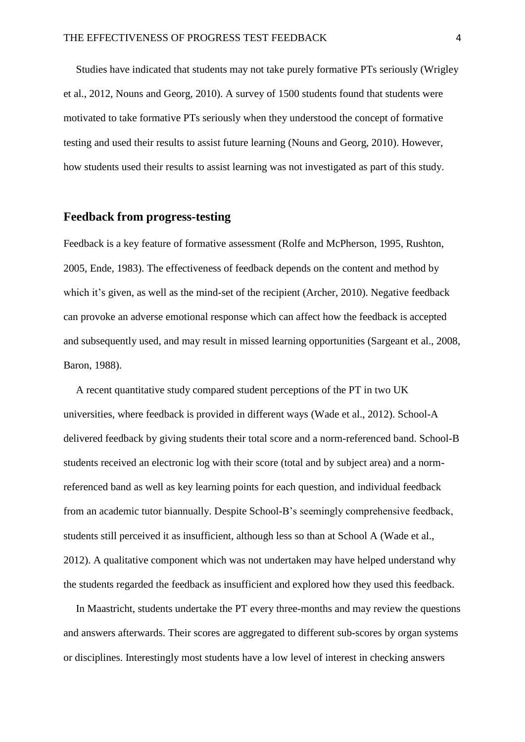Studies have indicated that students may not take purely formative PTs seriously (Wrigley et al., 2012, Nouns and Georg, 2010). A survey of 1500 students found that students were motivated to take formative PTs seriously when they understood the concept of formative testing and used their results to assist future learning (Nouns and Georg, 2010). However, how students used their results to assist learning was not investigated as part of this study.

## Feedback from progress-testing

Feedback is a key feature of formative assessment (Rolfe and McPherson, 1995, Rushton, 2005, Ende, 1983). The effectiveness of feedback depends on the content and method by which it's given, as well as the mind-set of the recipient (Archer, 2010). Negative feedback can provoke an adverse emotional response which can affect how the feedback is accepted and subsequently used, and may result in missed learning opportunities (Sargeant et al., 2008, Baron, 1988).

A recent quantitative study compared student perceptions of the PT in two UK universities, where feedback is provided in different ways (Wade et al., 2012). School-A delivered feedback by giving students their total score and a norm-referenced band. School-B students received an electronic log with their score (total and by subject area) and a norm-referenced band as well as key learning points for each question, and individual feedback from an academic tutor biannually. Despite School-B's seemingly comprehensive feedback, students still perceived it as insufficient, although less so than at School A (Wade et al., 2012). A qualitative component which was not undertaken may have helped understand why the students regarded the feedback as insufficient and explored how they used this feedback.

In Maastricht, students undertake the PT every three-months and may review the questions and answers afterwards. Their scores are aggregated to different sub-scores by organ systems or disciplines. Interestingly most students have a low level of interest in checking answers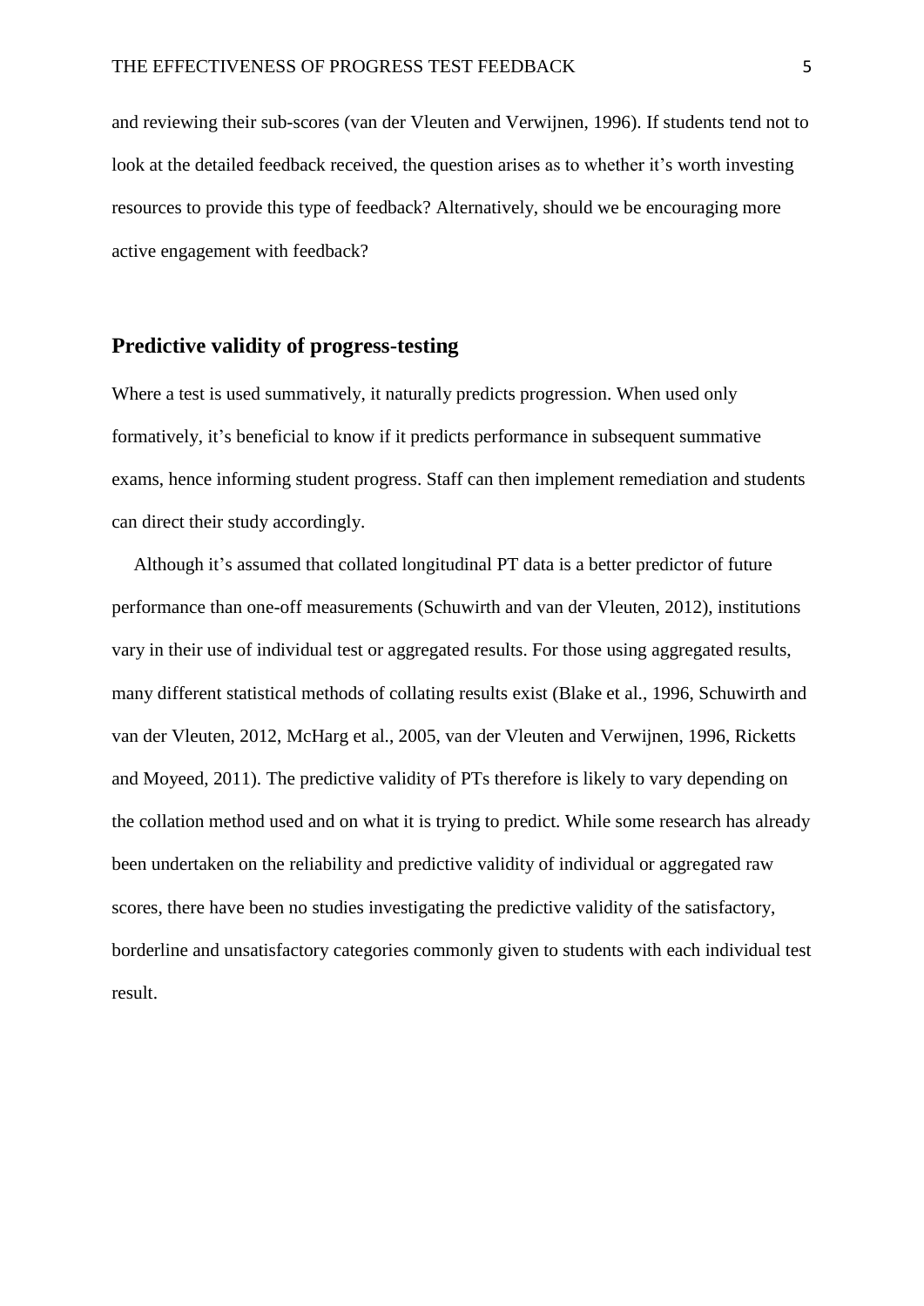and reviewing their sub-scores (van der Vleuten and Verwijnen, 1996). If students tend not to look at the detailed feedback received, the question arises as to whether it's worth investing resources to provide this type of feedback? Alternatively, should we be encouraging more active engagement with feedback?

## Predictive validity of progress-testing

Where a test is used summatively, it naturally predicts progression. When used only formatively, it's beneficial to know if it predicts performance in subsequent summative exams, hence informing student progress. Staff can then implement remediation and students can direct their study accordingly.

Although it's assumed that collated longitudinal PT data is a better predictor of future performance than one-off measurements (Schuwirth and van der Vleuten, 2012), institutions vary in their use of individual test or aggregated results. For those using aggregated results, many different statistical methods of collating results exist (Blake et al., 1996, Schuwirth and van der Vleuten, 2012, McHarg et al., 2005, van der Vleuten and Verwijnen, 1996, Ricketts and Moyeed, 2011). The predictive validity of PTs therefore is likely to vary depending on the collation method used and on what it is trying to predict. While some research has already been undertaken on the reliability and predictive validity of individual or aggregated raw scores, there have been no studies investigating the predictive validity of the satisfactory, borderline and unsatisfactory categories commonly given to students with each individual test result.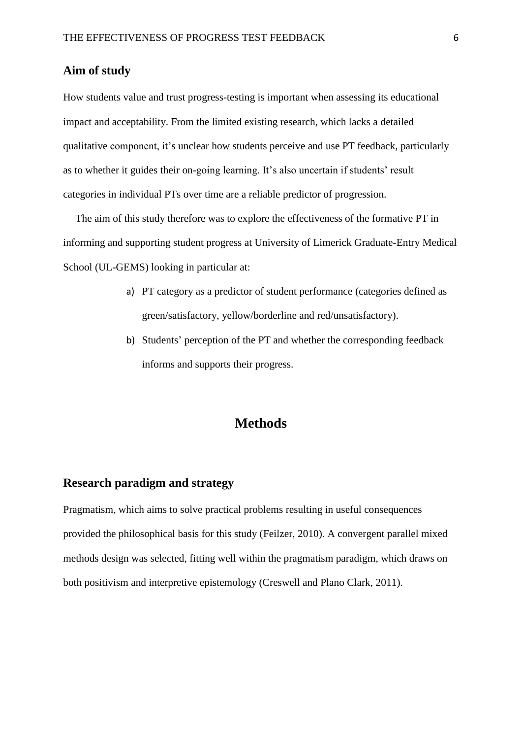## Aim of study

How students value and trust progress-testing is important when assessing its educational impact and acceptability. From the limited existing research, which lacks a detailed qualitative component, it's unclear how students perceive and use PT feedback, particularly as to whether it guides their on-going learning. It's also uncertain if students' result categories in individual PTs over time are a reliable predictor of progression.

The aim of this study therefore was to explore the effectiveness of the formative PT in informing and supporting student progress at University of Limerick Graduate-Entry Medical School (UL-GEMS) looking in particular at:

a) PT category as a predictor of student performance (categories defined as green/satisfactory, yellow/borderline and red/unsatisfactory).
b) Students' perception of the PT and whether the corresponding feedback informs and supports their progress.

# Methods

## Research paradigm and strategy

Pragmatism, which aims to solve practical problems resulting in useful consequences provided the philosophical basis for this study (Feilzer, 2010). A convergent parallel mixed methods design was selected, fitting well within the pragmatism paradigm, which draws on both positivism and interpretive epistemology (Creswell and Plano Clark, 2011).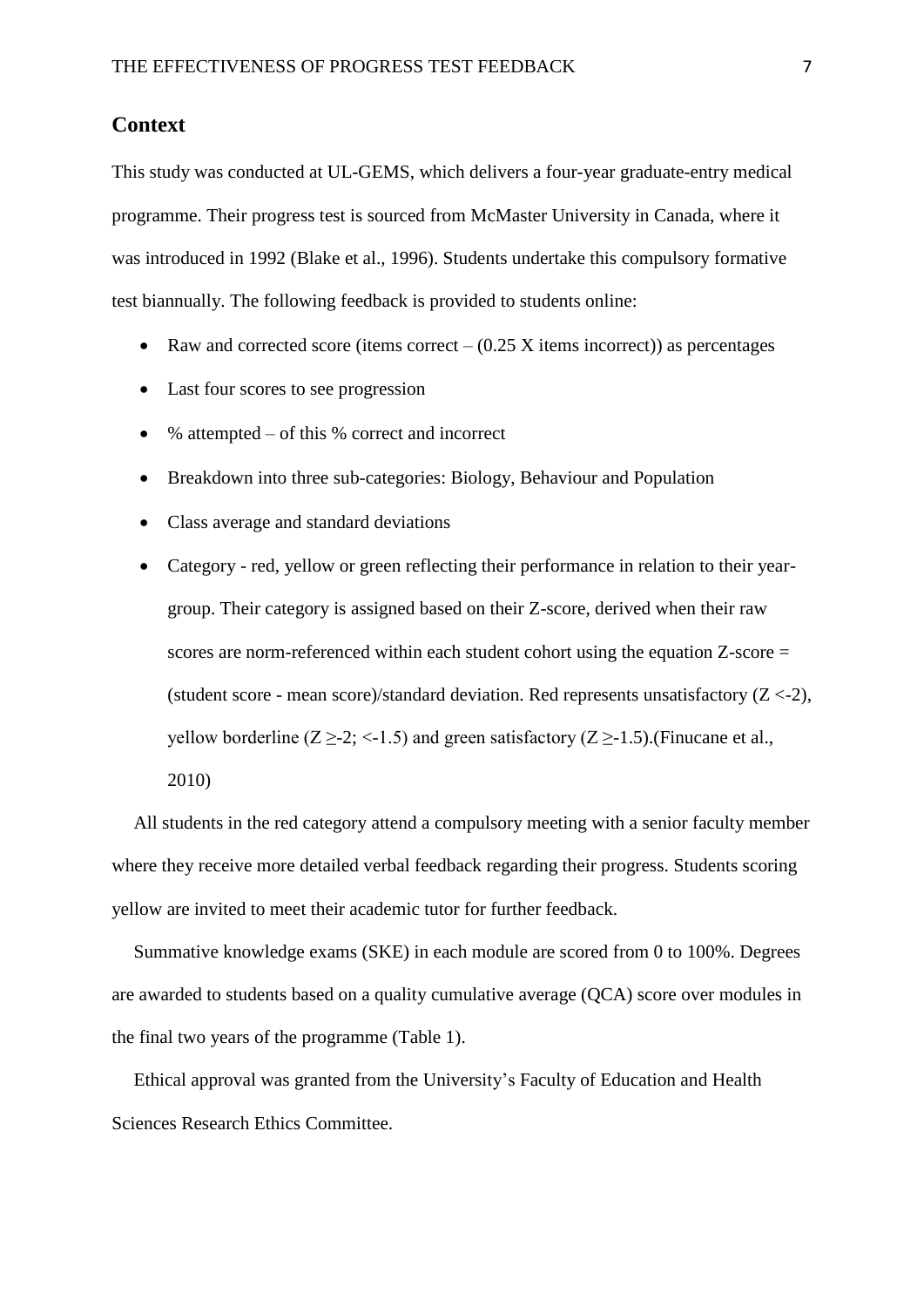## Context

This study was conducted at UL-GEMS, which delivers a four-year graduate-entry medical programme. Their progress test is sourced from McMaster University in Canada, where it was introduced in 1992 (Blake et al., 1996). Students undertake this compulsory formative test biannually. The following feedback is provided to students online:

- Raw and corrected score (items correct – (0.25 X items incorrect)) as percentages
- Last four scores to see progression
- % attempted – of this % correct and incorrect
- Breakdown into three sub-categories: Biology, Behaviour and Population
- Class average and standard deviations
- Category - red, yellow or green reflecting their performance in relation to their year-group. Their category is assigned based on their Z-score, derived when their raw scores are norm-referenced within each student cohort using the equation Z-score = (student score - mean score)/standard deviation. Red represents unsatisfactory ($Z < -2$), yellow borderline ($Z \geq -2$; $< -1.5$) and green satisfactory ($Z \geq -1.5$).(Finucane et al., 2010)

All students in the red category attend a compulsory meeting with a senior faculty member where they receive more detailed verbal feedback regarding their progress. Students scoring yellow are invited to meet their academic tutor for further feedback.

Summative knowledge exams (SKE) in each module are scored from 0 to 100%. Degrees are awarded to students based on a quality cumulative average (QCA) score over modules in the final two years of the programme (Table 1).

Ethical approval was granted from the University's Faculty of Education and Health Sciences Research Ethics Committee.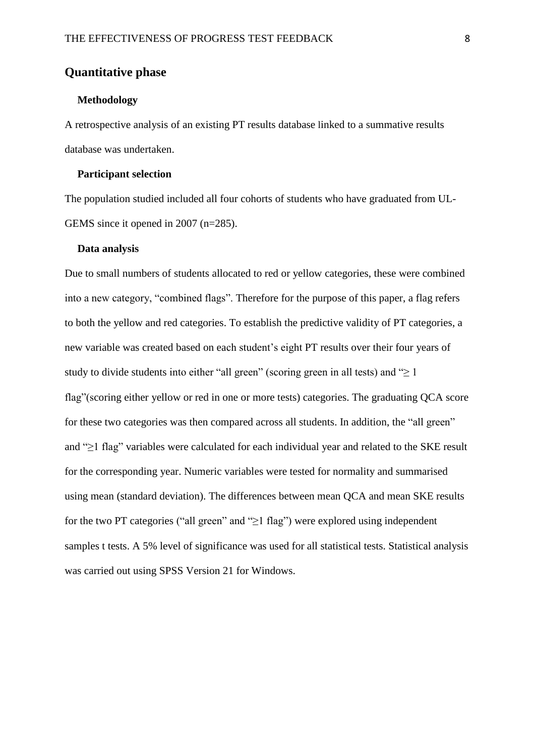## Quantitative phase

### Methodology

A retrospective analysis of an existing PT results database linked to a summative results database was undertaken.

### Participant selection

The population studied included all four cohorts of students who have graduated from UL-GEMS since it opened in 2007 (n=285).

### Data analysis

Due to small numbers of students allocated to red or yellow categories, these were combined into a new category, "combined flags". Therefore for the purpose of this paper, a flag refers to both the yellow and red categories. To establish the predictive validity of PT categories, a new variable was created based on each student's eight PT results over their four years of study to divide students into either "all green" (scoring green in all tests) and "≥ 1 flag"(scoring either yellow or red in one or more tests) categories. The graduating QCA score for these two categories was then compared across all students. In addition, the "all green" and "≥1 flag" variables were calculated for each individual year and related to the SKE result for the corresponding year. Numeric variables were tested for normality and summarised using mean (standard deviation). The differences between mean QCA and mean SKE results for the two PT categories ("all green" and "≥1 flag") were explored using independent samples t tests. A 5% level of significance was used for all statistical tests. Statistical analysis was carried out using SPSS Version 21 for Windows.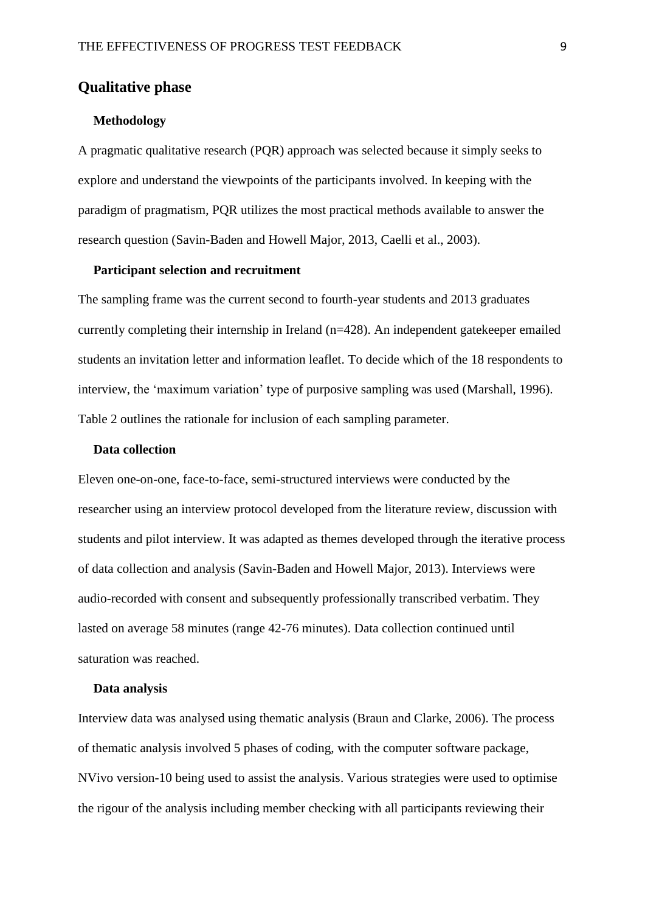## Qualitative phase

### Methodology

A pragmatic qualitative research (PQR) approach was selected because it simply seeks to explore and understand the viewpoints of the participants involved. In keeping with the paradigm of pragmatism, PQR utilizes the most practical methods available to answer the research question (Savin-Baden and Howell Major, 2013, Caelli et al., 2003).

### Participant selection and recruitment

The sampling frame was the current second to fourth-year students and 2013 graduates currently completing their internship in Ireland (n=428). An independent gatekeeper emailed students an invitation letter and information leaflet. To decide which of the 18 respondents to interview, the 'maximum variation' type of purposive sampling was used (Marshall, 1996). Table 2 outlines the rationale for inclusion of each sampling parameter.

### Data collection

Eleven one-on-one, face-to-face, semi-structured interviews were conducted by the researcher using an interview protocol developed from the literature review, discussion with students and pilot interview. It was adapted as themes developed through the iterative process of data collection and analysis (Savin-Baden and Howell Major, 2013). Interviews were audio-recorded with consent and subsequently professionally transcribed verbatim. They lasted on average 58 minutes (range 42-76 minutes). Data collection continued until saturation was reached.

### Data analysis

Interview data was analysed using thematic analysis (Braun and Clarke, 2006). The process of thematic analysis involved 5 phases of coding, with the computer software package, NVivo version-10 being used to assist the analysis. Various strategies were used to optimise the rigour of the analysis including member checking with all participants reviewing their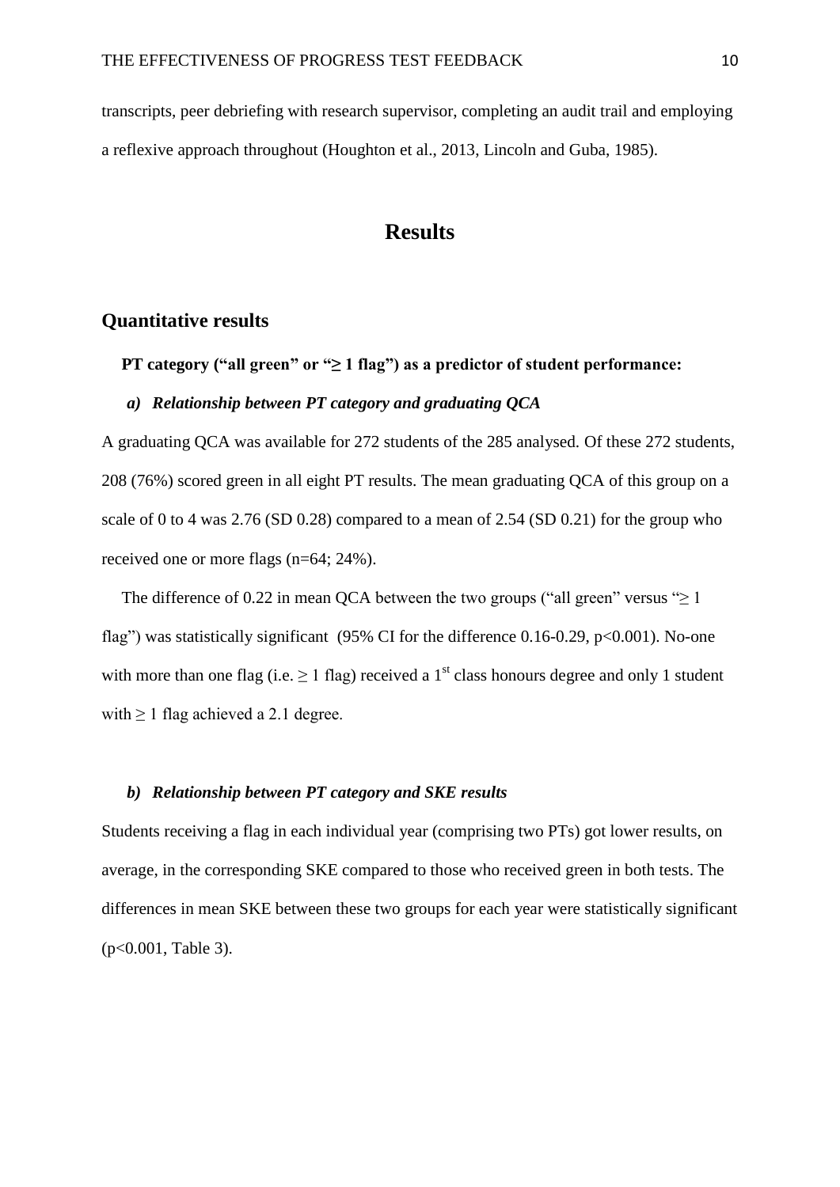transcripts, peer debriefing with research supervisor, completing an audit trail and employing a reflexive approach throughout (Houghton et al., 2013, Lincoln and Guba, 1985).

# Results

## Quantitative results

**PT category ("all green" or "≥ 1 flag") as a predictor of student performance:**

***a) Relationship between PT category and graduating QCA***

A graduating QCA was available for 272 students of the 285 analysed. Of these 272 students, 208 (76%) scored green in all eight PT results. The mean graduating QCA of this group on a scale of 0 to 4 was 2.76 (SD 0.28) compared to a mean of 2.54 (SD 0.21) for the group who received one or more flags (n=64; 24%).

The difference of 0.22 in mean QCA between the two groups ("all green" versus "≥ 1 flag") was statistically significant (95% CI for the difference 0.16-0.29, $p<0.001$). No-one with more than one flag (i.e. ≥ 1 flag) received a 1$^{st}$ class honours degree and only 1 student with ≥ 1 flag achieved a 2.1 degree.

***b) Relationship between PT category and SKE results***

Students receiving a flag in each individual year (comprising two PTs) got lower results, on average, in the corresponding SKE compared to those who received green in both tests. The differences in mean SKE between these two groups for each year were statistically significant ($p<0.001$, Table 3).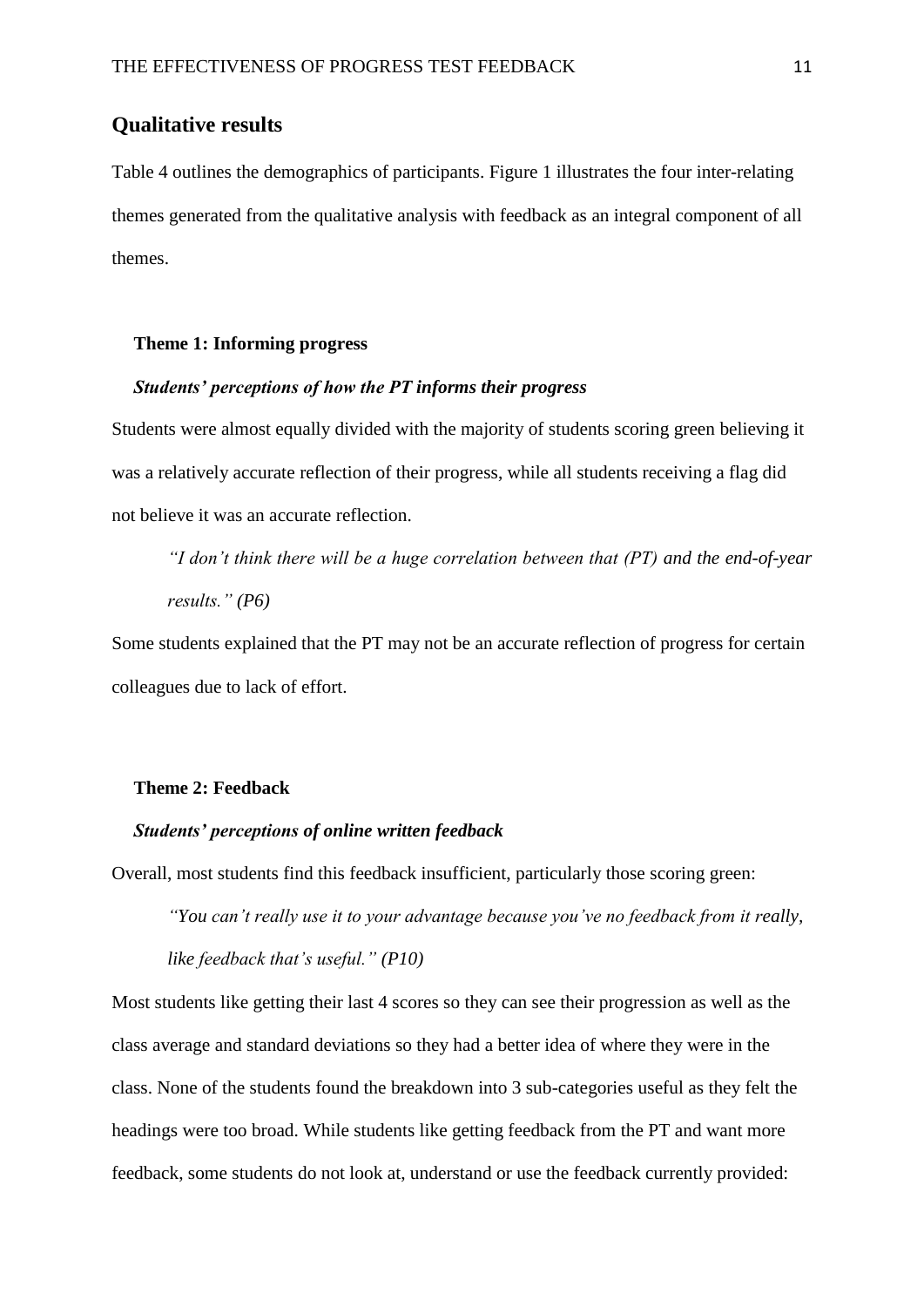## Qualitative results

Table 4 outlines the demographics of participants. Figure 1 illustrates the four inter-relating themes generated from the qualitative analysis with feedback as an integral component of all themes.

### Theme 1: Informing progress

#### *Students' perceptions of how the PT informs their progress*

Students were almost equally divided with the majority of students scoring green believing it was a relatively accurate reflection of their progress, while all students receiving a flag did not believe it was an accurate reflection.

> *"I don't think there will be a huge correlation between that (PT) and the end-of-year results." (P6)*

Some students explained that the PT may not be an accurate reflection of progress for certain colleagues due to lack of effort.

### Theme 2: Feedback

#### *Students' perceptions of online written feedback*

Overall, most students find this feedback insufficient, particularly those scoring green:

> *"You can't really use it to your advantage because you've no feedback from it really, like feedback that's useful." (P10)*

Most students like getting their last 4 scores so they can see their progression as well as the class average and standard deviations so they had a better idea of where they were in the class. None of the students found the breakdown into 3 sub-categories useful as they felt the headings were too broad. While students like getting feedback from the PT and want more feedback, some students do not look at, understand or use the feedback currently provided: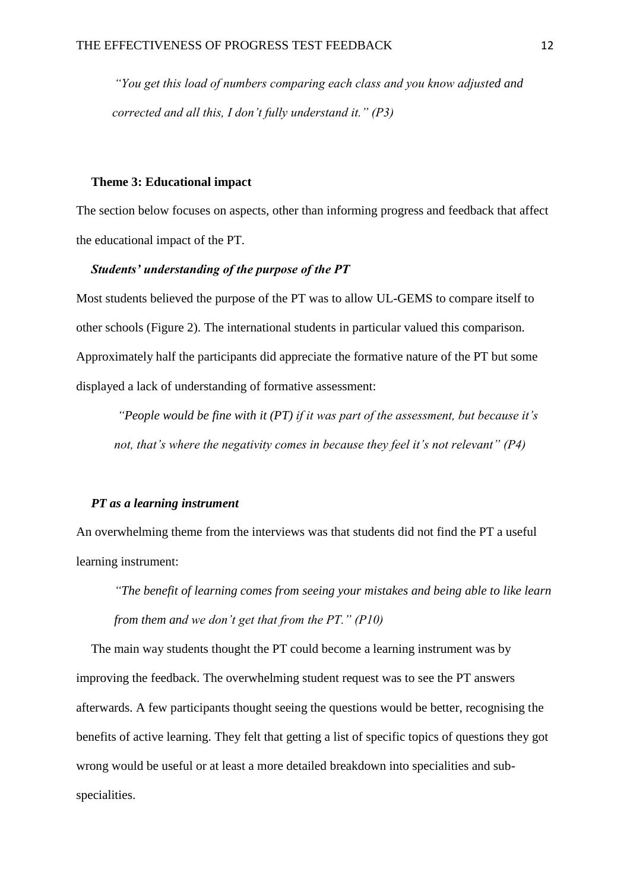*"You get this load of numbers comparing each class and you know adjusted and corrected and all this, I don't fully understand it." (P3)*

**Theme 3: Educational impact**

The section below focuses on aspects, other than informing progress and feedback that affect the educational impact of the PT.

***Students' understanding of the purpose of the PT***

Most students believed the purpose of the PT was to allow UL-GEMS to compare itself to other schools (Figure 2). The international students in particular valued this comparison. Approximately half the participants did appreciate the formative nature of the PT but some displayed a lack of understanding of formative assessment:

*"People would be fine with it (PT) if it was part of the assessment, but because it's not, that's where the negativity comes in because they feel it's not relevant" (P4)*

***PT as a learning instrument***

An overwhelming theme from the interviews was that students did not find the PT a useful learning instrument:

*"The benefit of learning comes from seeing your mistakes and being able to like learn from them and we don't get that from the PT." (P10)*

The main way students thought the PT could become a learning instrument was by improving the feedback. The overwhelming student request was to see the PT answers afterwards. A few participants thought seeing the questions would be better, recognising the benefits of active learning. They felt that getting a list of specific topics of questions they got wrong would be useful or at least a more detailed breakdown into specialities and sub-specialities.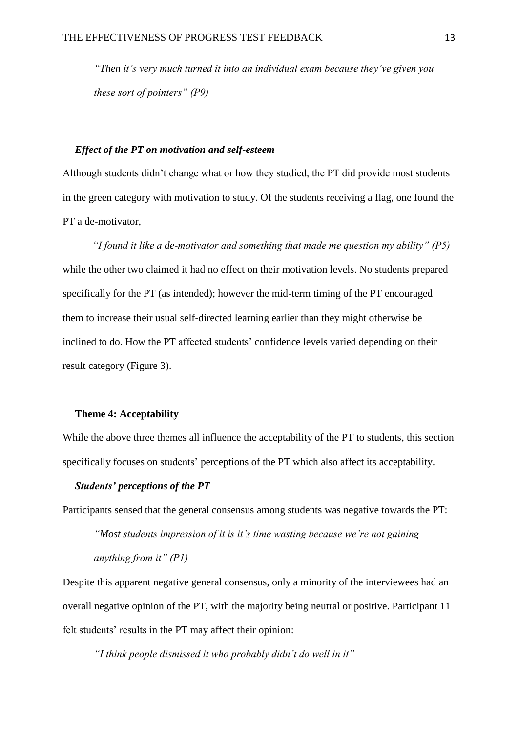*"Then it's very much turned it into an individual exam because they've given you these sort of pointers" (P9)*

### *Effect of the PT on motivation and self-esteem*

Although students didn't change what or how they studied, the PT did provide most students in the green category with motivation to study. Of the students receiving a flag, one found the PT a de-motivator,

*"I found it like a de-motivator and something that made me question my ability" (P5)*

while the other two claimed it had no effect on their motivation levels. No students prepared specifically for the PT (as intended); however the mid-term timing of the PT encouraged them to increase their usual self-directed learning earlier than they might otherwise be inclined to do. How the PT affected students' confidence levels varied depending on their result category (Figure 3).

## Theme 4: Acceptability

While the above three themes all influence the acceptability of the PT to students, this section specifically focuses on students' perceptions of the PT which also affect its acceptability.

### *Students' perceptions of the PT*

Participants sensed that the general consensus among students was negative towards the PT:

*"Most students impression of it is it's time wasting because we're not gaining anything from it" (P1)*

Despite this apparent negative general consensus, only a minority of the interviewees had an overall negative opinion of the PT, with the majority being neutral or positive. Participant 11 felt students' results in the PT may affect their opinion:

*"I think people dismissed it who probably didn't do well in it"*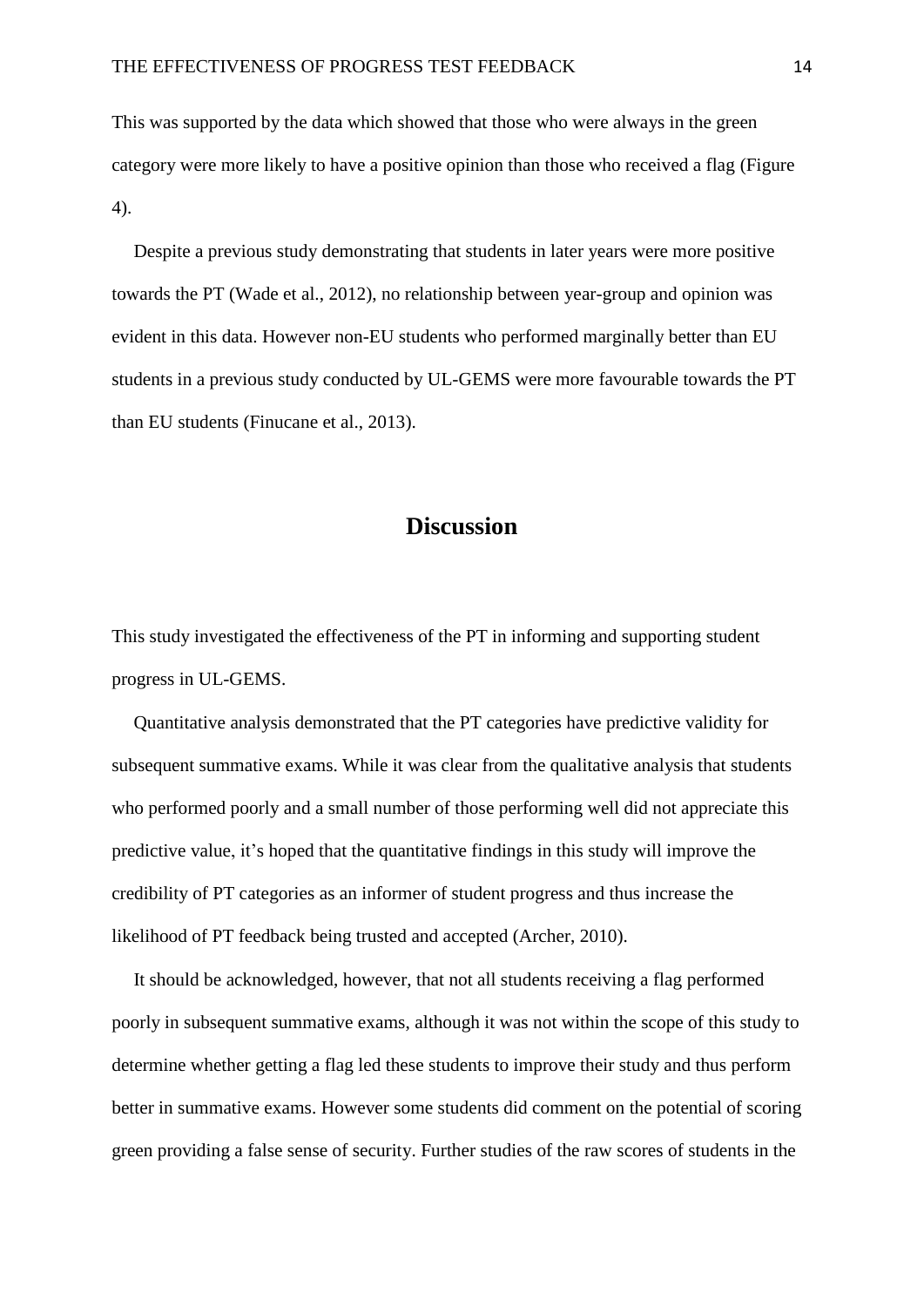This was supported by the data which showed that those who were always in the green category were more likely to have a positive opinion than those who received a flag (Figure 4).

Despite a previous study demonstrating that students in later years were more positive towards the PT (Wade et al., 2012), no relationship between year-group and opinion was evident in this data. However non-EU students who performed marginally better than EU students in a previous study conducted by UL-GEMS were more favourable towards the PT than EU students (Finucane et al., 2013).

# Discussion

This study investigated the effectiveness of the PT in informing and supporting student progress in UL-GEMS.

Quantitative analysis demonstrated that the PT categories have predictive validity for subsequent summative exams. While it was clear from the qualitative analysis that students who performed poorly and a small number of those performing well did not appreciate this predictive value, it's hoped that the quantitative findings in this study will improve the credibility of PT categories as an informer of student progress and thus increase the likelihood of PT feedback being trusted and accepted (Archer, 2010).

It should be acknowledged, however, that not all students receiving a flag performed poorly in subsequent summative exams, although it was not within the scope of this study to determine whether getting a flag led these students to improve their study and thus perform better in summative exams. However some students did comment on the potential of scoring green providing a false sense of security. Further studies of the raw scores of students in the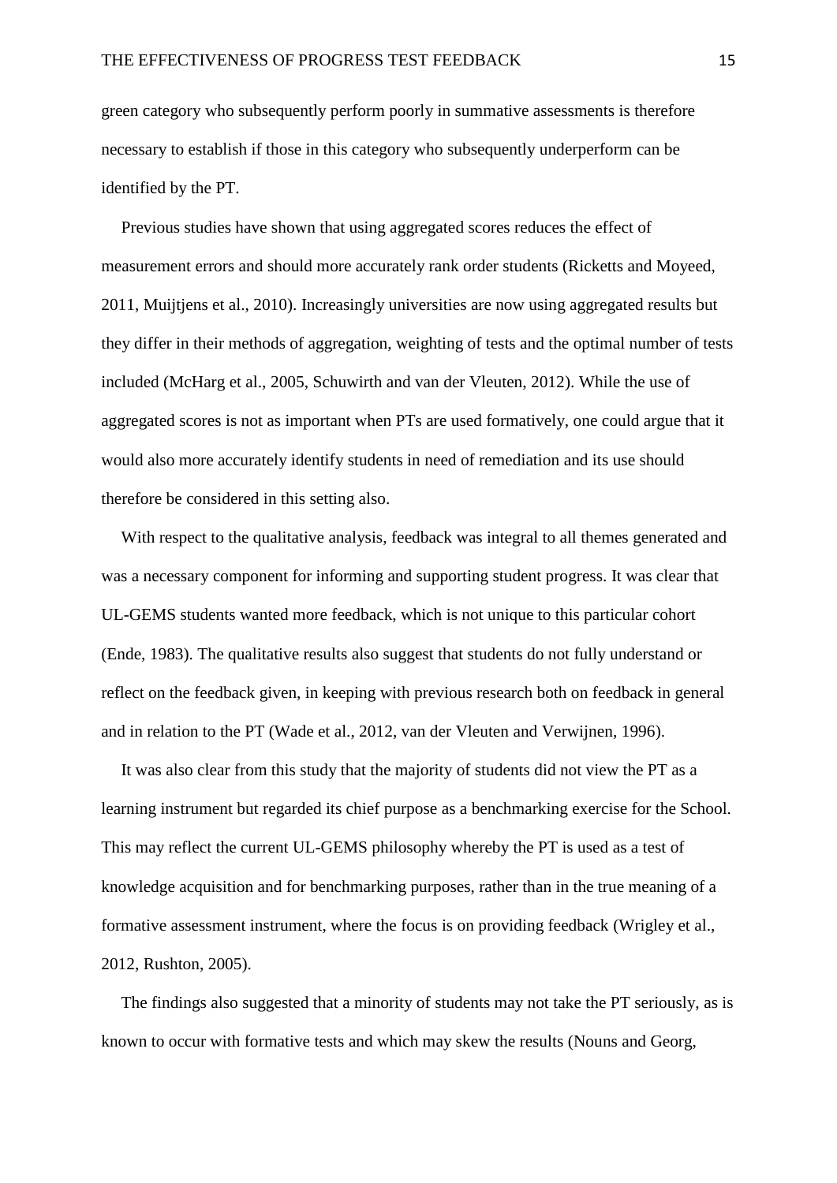green category who subsequently perform poorly in summative assessments is therefore necessary to establish if those in this category who subsequently underperform can be identified by the PT.

Previous studies have shown that using aggregated scores reduces the effect of measurement errors and should more accurately rank order students (Ricketts and Moyeed, 2011, Muijtjens et al., 2010). Increasingly universities are now using aggregated results but they differ in their methods of aggregation, weighting of tests and the optimal number of tests included (McHarg et al., 2005, Schuwirth and van der Vleuten, 2012). While the use of aggregated scores is not as important when PTs are used formatively, one could argue that it would also more accurately identify students in need of remediation and its use should therefore be considered in this setting also.

With respect to the qualitative analysis, feedback was integral to all themes generated and was a necessary component for informing and supporting student progress. It was clear that UL-GEMS students wanted more feedback, which is not unique to this particular cohort (Ende, 1983). The qualitative results also suggest that students do not fully understand or reflect on the feedback given, in keeping with previous research both on feedback in general and in relation to the PT (Wade et al., 2012, van der Vleuten and Verwijnen, 1996).

It was also clear from this study that the majority of students did not view the PT as a learning instrument but regarded its chief purpose as a benchmarking exercise for the School. This may reflect the current UL-GEMS philosophy whereby the PT is used as a test of knowledge acquisition and for benchmarking purposes, rather than in the true meaning of a formative assessment instrument, where the focus is on providing feedback (Wrigley et al., 2012, Rushton, 2005).

The findings also suggested that a minority of students may not take the PT seriously, as is known to occur with formative tests and which may skew the results (Nouns and Georg,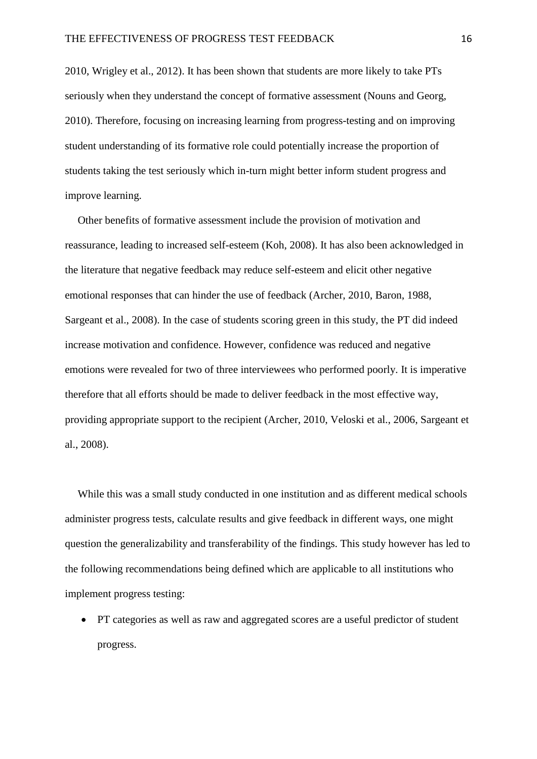2010, Wrigley et al., 2012). It has been shown that students are more likely to take PTs seriously when they understand the concept of formative assessment (Nouns and Georg, 2010). Therefore, focusing on increasing learning from progress-testing and on improving student understanding of its formative role could potentially increase the proportion of students taking the test seriously which in-turn might better inform student progress and improve learning.

Other benefits of formative assessment include the provision of motivation and reassurance, leading to increased self-esteem (Koh, 2008). It has also been acknowledged in the literature that negative feedback may reduce self-esteem and elicit other negative emotional responses that can hinder the use of feedback (Archer, 2010, Baron, 1988, Sargeant et al., 2008). In the case of students scoring green in this study, the PT did indeed increase motivation and confidence. However, confidence was reduced and negative emotions were revealed for two of three interviewees who performed poorly. It is imperative therefore that all efforts should be made to deliver feedback in the most effective way, providing appropriate support to the recipient (Archer, 2010, Veloski et al., 2006, Sargeant et al., 2008).

While this was a small study conducted in one institution and as different medical schools administer progress tests, calculate results and give feedback in different ways, one might question the generalizability and transferability of the findings. This study however has led to the following recommendations being defined which are applicable to all institutions who implement progress testing:

- PT categories as well as raw and aggregated scores are a useful predictor of student progress.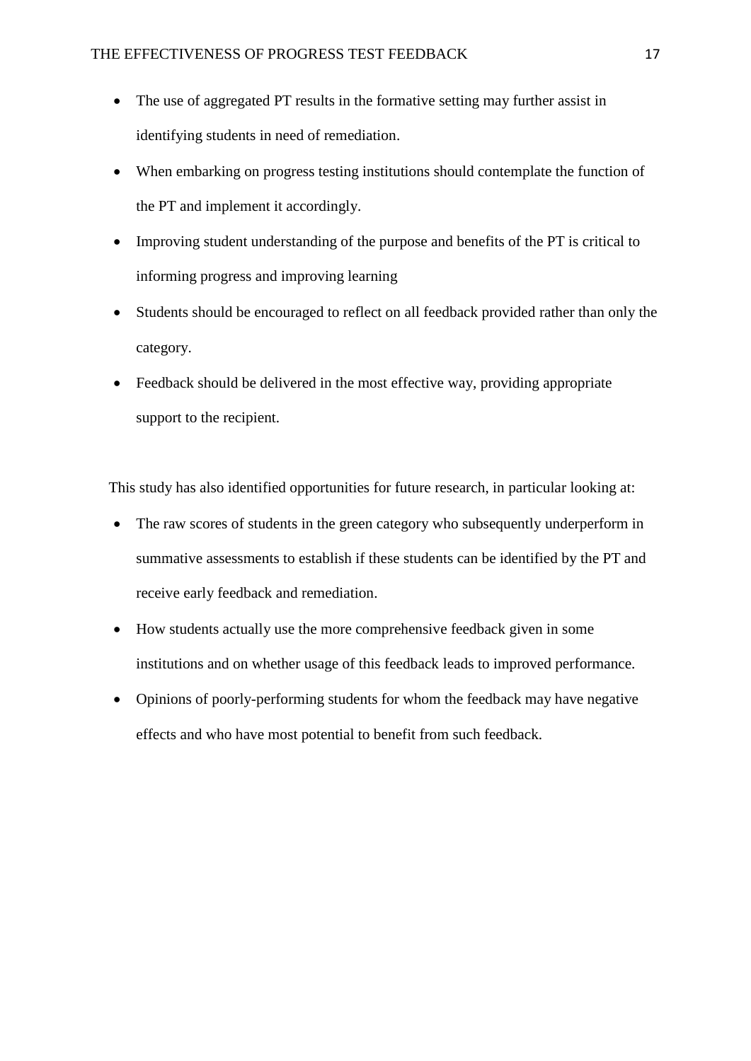- The use of aggregated PT results in the formative setting may further assist in identifying students in need of remediation.
- When embarking on progress testing institutions should contemplate the function of the PT and implement it accordingly.
- Improving student understanding of the purpose and benefits of the PT is critical to informing progress and improving learning
- Students should be encouraged to reflect on all feedback provided rather than only the category.
- Feedback should be delivered in the most effective way, providing appropriate support to the recipient.

This study has also identified opportunities for future research, in particular looking at:

- The raw scores of students in the green category who subsequently underperform in summative assessments to establish if these students can be identified by the PT and receive early feedback and remediation.
- How students actually use the more comprehensive feedback given in some institutions and on whether usage of this feedback leads to improved performance.
- Opinions of poorly-performing students for whom the feedback may have negative effects and who have most potential to benefit from such feedback.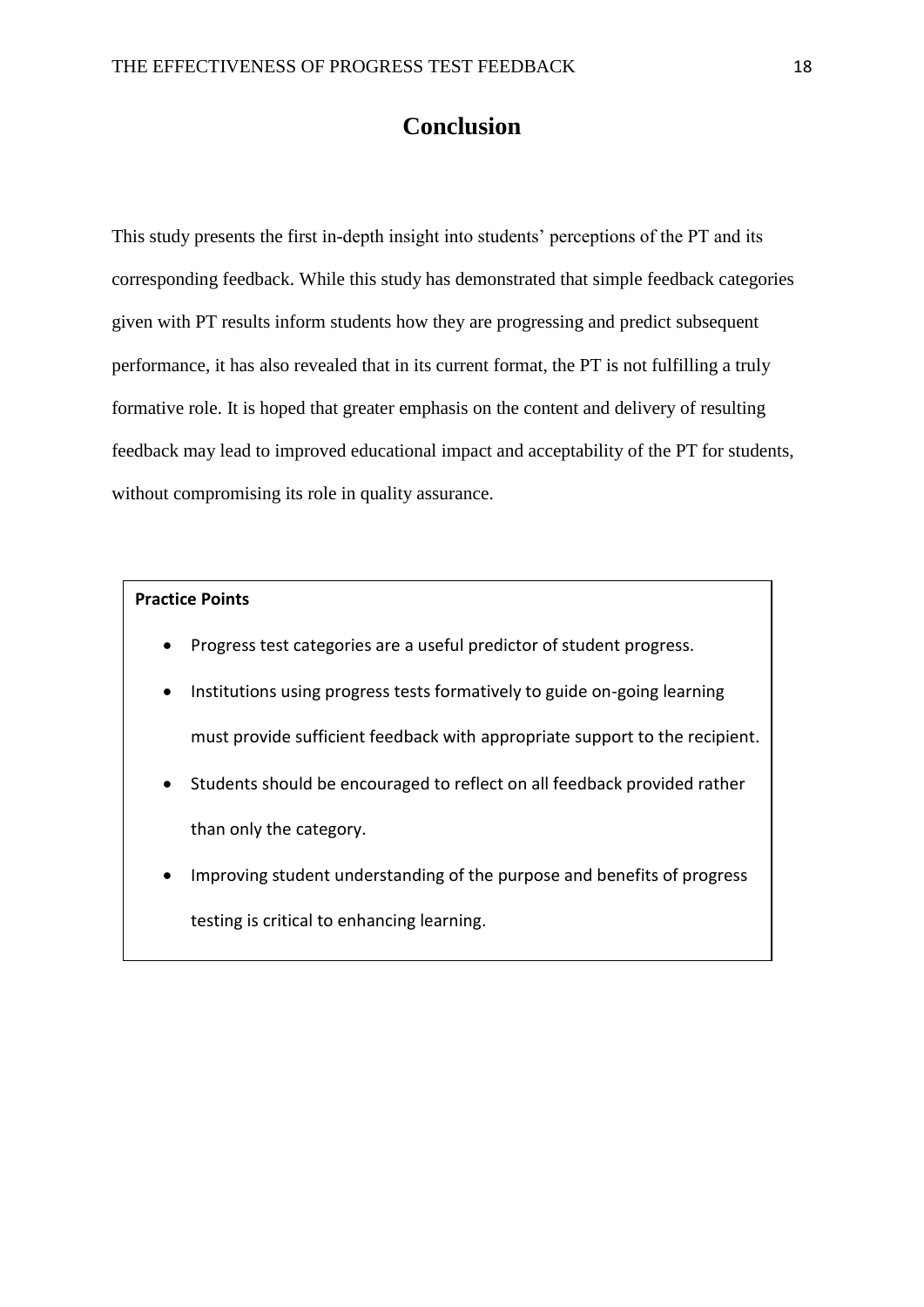# Conclusion

This study presents the first in-depth insight into students' perceptions of the PT and its corresponding feedback. While this study has demonstrated that simple feedback categories given with PT results inform students how they are progressing and predict subsequent performance, it has also revealed that in its current format, the PT is not fulfilling a truly formative role. It is hoped that greater emphasis on the content and delivery of resulting feedback may lead to improved educational impact and acceptability of the PT for students, without compromising its role in quality assurance.

**Practice Points**

- Progress test categories are a useful predictor of student progress.
- Institutions using progress tests formatively to guide on-going learning must provide sufficient feedback with appropriate support to the recipient.
- Students should be encouraged to reflect on all feedback provided rather than only the category.
- Improving student understanding of the purpose and benefits of progress testing is critical to enhancing learning.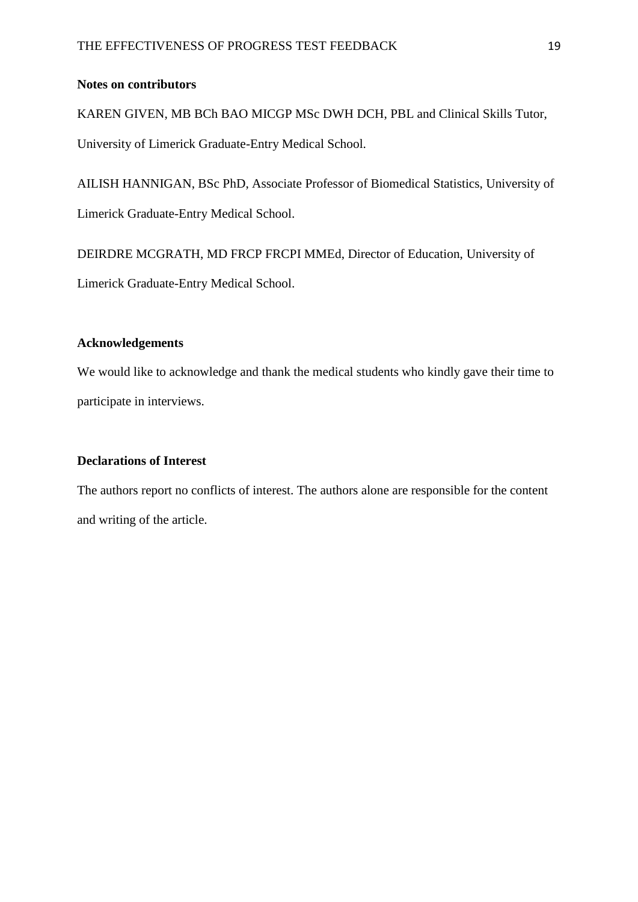**Notes on contributors**

KAREN GIVEN, MB BCh BAO MICGP MSc DWH DCH, PBL and Clinical Skills Tutor, University of Limerick Graduate-Entry Medical School.

AILISH HANNIGAN, BSc PhD, Associate Professor of Biomedical Statistics, University of Limerick Graduate-Entry Medical School.

DEIRDRE MCGRATH, MD FRCP FRCPI MMEd, Director of Education, University of Limerick Graduate-Entry Medical School.

**Acknowledgements**

We would like to acknowledge and thank the medical students who kindly gave their time to participate in interviews.

**Declarations of Interest**

The authors report no conflicts of interest. The authors alone are responsible for the content and writing of the article.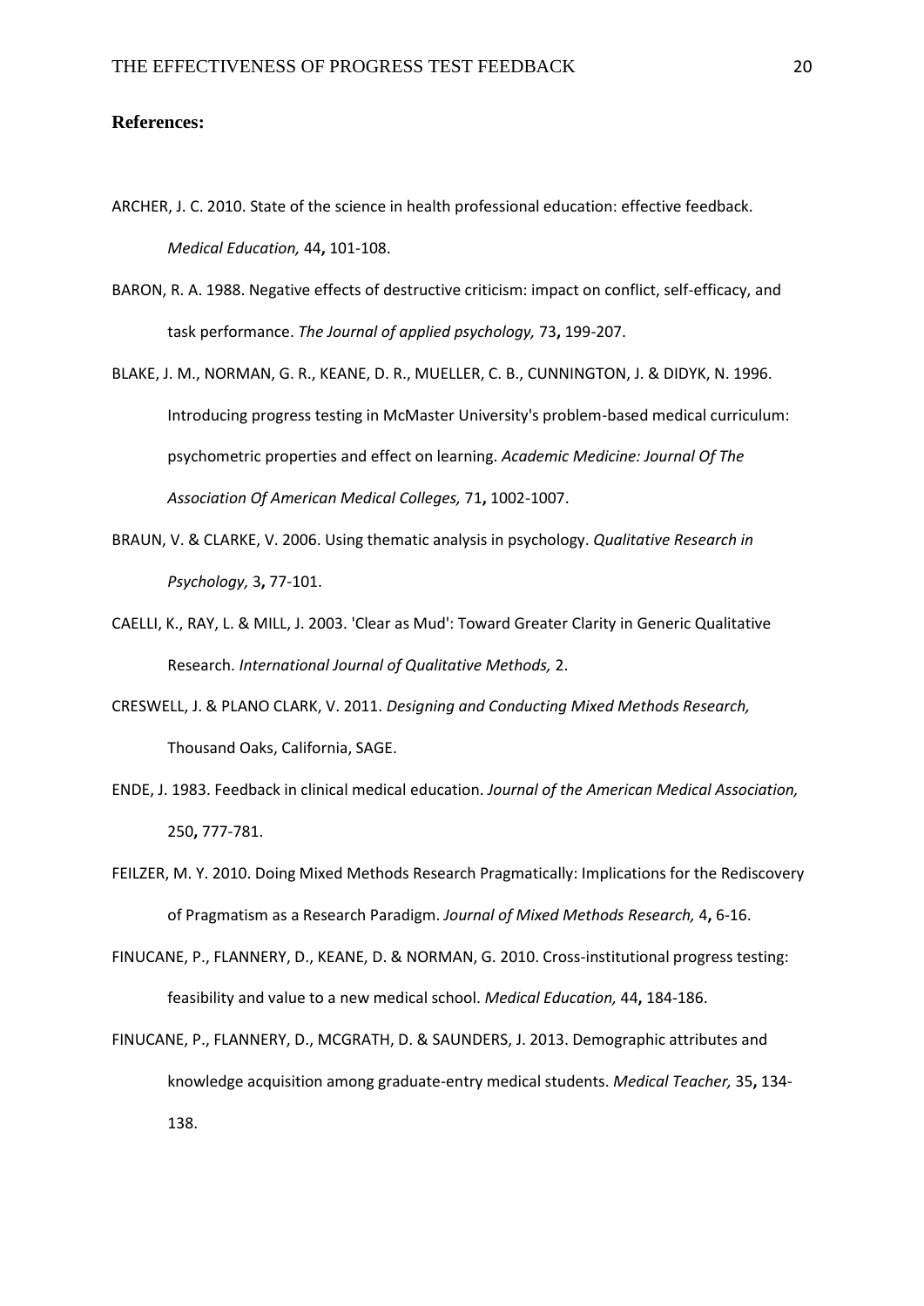**References:**

ARCHER, J. C. 2010. State of the science in health professional education: effective feedback. *Medical Education,* 44**,** 101-108.

BARON, R. A. 1988. Negative effects of destructive criticism: impact on conflict, self-efficacy, and task performance. *The Journal of applied psychology,* 73**,** 199-207.

BLAKE, J. M., NORMAN, G. R., KEANE, D. R., MUELLER, C. B., CUNNINGTON, J. & DIDYK, N. 1996. Introducing progress testing in McMaster University's problem-based medical curriculum: psychometric properties and effect on learning. *Academic Medicine: Journal Of The Association Of American Medical Colleges,* 71**,** 1002-1007.

BRAUN, V. & CLARKE, V. 2006. Using thematic analysis in psychology. *Qualitative Research in Psychology,* 3**,** 77-101.

CAELLI, K., RAY, L. & MILL, J. 2003. 'Clear as Mud': Toward Greater Clarity in Generic Qualitative Research. *International Journal of Qualitative Methods,* 2.

CRESWELL, J. & PLANO CLARK, V. 2011. *Designing and Conducting Mixed Methods Research,* Thousand Oaks, California, SAGE.

ENDE, J. 1983. Feedback in clinical medical education. *Journal of the American Medical Association,* 250**,** 777-781.

FEILZER, M. Y. 2010. Doing Mixed Methods Research Pragmatically: Implications for the Rediscovery of Pragmatism as a Research Paradigm. *Journal of Mixed Methods Research,* 4**,** 6-16.

FINUCANE, P., FLANNERY, D., KEANE, D. & NORMAN, G. 2010. Cross-institutional progress testing: feasibility and value to a new medical school. *Medical Education,* 44**,** 184-186.

FINUCANE, P., FLANNERY, D., MCGRATH, D. & SAUNDERS, J. 2013. Demographic attributes and knowledge acquisition among graduate-entry medical students. *Medical Teacher,* 35**,** 134-138.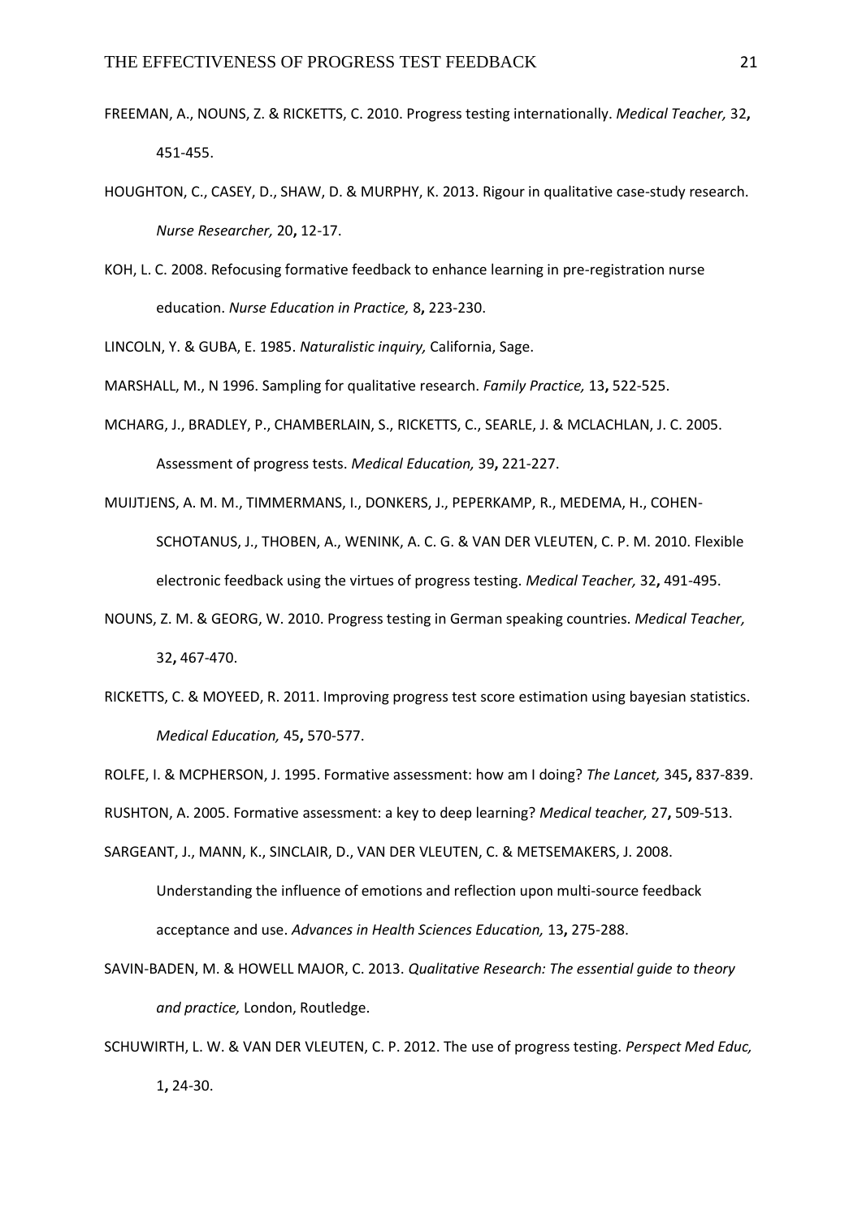FREEMAN, A., NOUNS, Z. & RICKETTS, C. 2010. Progress testing internationally. *Medical Teacher,* 32**,** 451-455.

HOUGHTON, C., CASEY, D., SHAW, D. & MURPHY, K. 2013. Rigour in qualitative case-study research. *Nurse Researcher,* 20**,** 12-17.

KOH, L. C. 2008. Refocusing formative feedback to enhance learning in pre-registration nurse education. *Nurse Education in Practice,* 8**,** 223-230.

LINCOLN, Y. & GUBA, E. 1985. *Naturalistic inquiry,* California, Sage.

MARSHALL, M., N 1996. Sampling for qualitative research. *Family Practice,* 13**,** 522-525.

MCHARG, J., BRADLEY, P., CHAMBERLAIN, S., RICKETTS, C., SEARLE, J. & MCLACHLAN, J. C. 2005. Assessment of progress tests. *Medical Education,* 39**,** 221-227.

MUIJTJENS, A. M. M., TIMMERMANS, I., DONKERS, J., PEPERKAMP, R., MEDEMA, H., COHEN-SCHOTANUS, J., THOBEN, A., WENINK, A. C. G. & VAN DER VLEUTEN, C. P. M. 2010. Flexible electronic feedback using the virtues of progress testing. *Medical Teacher,* 32**,** 491-495.

NOUNS, Z. M. & GEORG, W. 2010. Progress testing in German speaking countries. *Medical Teacher,* 32**,** 467-470.

RICKETTS, C. & MOYEED, R. 2011. Improving progress test score estimation using bayesian statistics. *Medical Education,* 45**,** 570-577.

ROLFE, I. & MCPHERSON, J. 1995. Formative assessment: how am I doing? *The Lancet,* 345**,** 837-839.

RUSHTON, A. 2005. Formative assessment: a key to deep learning? *Medical teacher,* 27**,** 509-513.

SARGEANT, J., MANN, K., SINCLAIR, D., VAN DER VLEUTEN, C. & METSEMAKERS, J. 2008. Understanding the influence of emotions and reflection upon multi-source feedback acceptance and use. *Advances in Health Sciences Education,* 13**,** 275-288.

SAVIN-BADEN, M. & HOWELL MAJOR, C. 2013. *Qualitative Research: The essential guide to theory and practice,* London, Routledge.

SCHUWIRTH, L. W. & VAN DER VLEUTEN, C. P. 2012. The use of progress testing. *Perspect Med Educ,* 1**,** 24-30.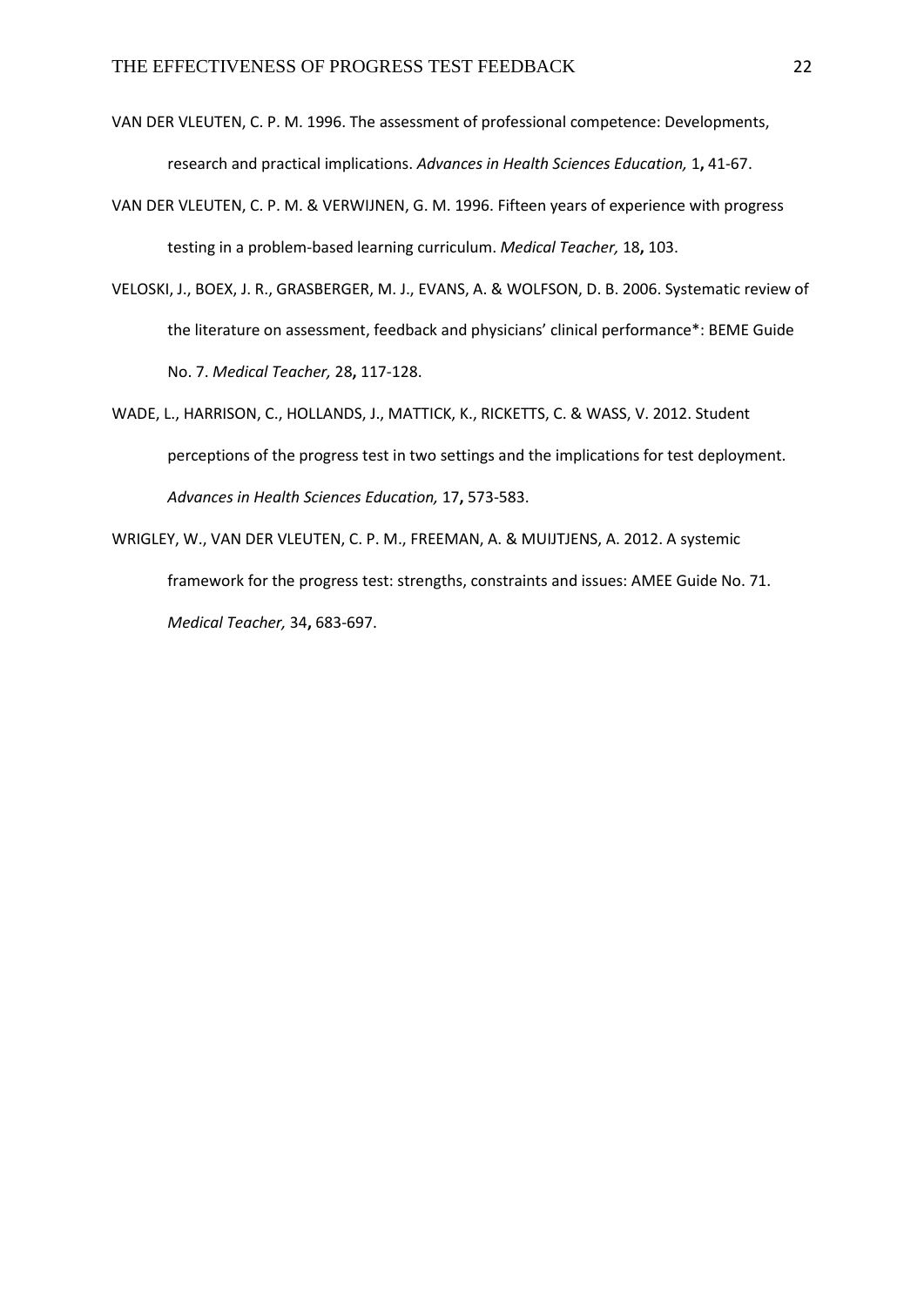VAN DER VLEUTEN, C. P. M. 1996. The assessment of professional competence: Developments, research and practical implications. *Advances in Health Sciences Education,* 1**,** 41-67.

VAN DER VLEUTEN, C. P. M. & VERWIJNEN, G. M. 1996. Fifteen years of experience with progress testing in a problem-based learning curriculum. *Medical Teacher,* 18**,** 103.

VELOSKI, J., BOEX, J. R., GRASBERGER, M. J., EVANS, A. & WOLFSON, D. B. 2006. Systematic review of the literature on assessment, feedback and physicians' clinical performance*: BEME Guide No. 7. *Medical Teacher,* 28**,** 117-128.

WADE, L., HARRISON, C., HOLLANDS, J., MATTICK, K., RICKETTS, C. & WASS, V. 2012. Student perceptions of the progress test in two settings and the implications for test deployment. *Advances in Health Sciences Education,* 17**,** 573-583.

WRIGLEY, W., VAN DER VLEUTEN, C. P. M., FREEMAN, A. & MUIJTJENS, A. 2012. A systemic framework for the progress test: strengths, constraints and issues: AMEE Guide No. 71. *Medical Teacher,* 34**,** 683-697.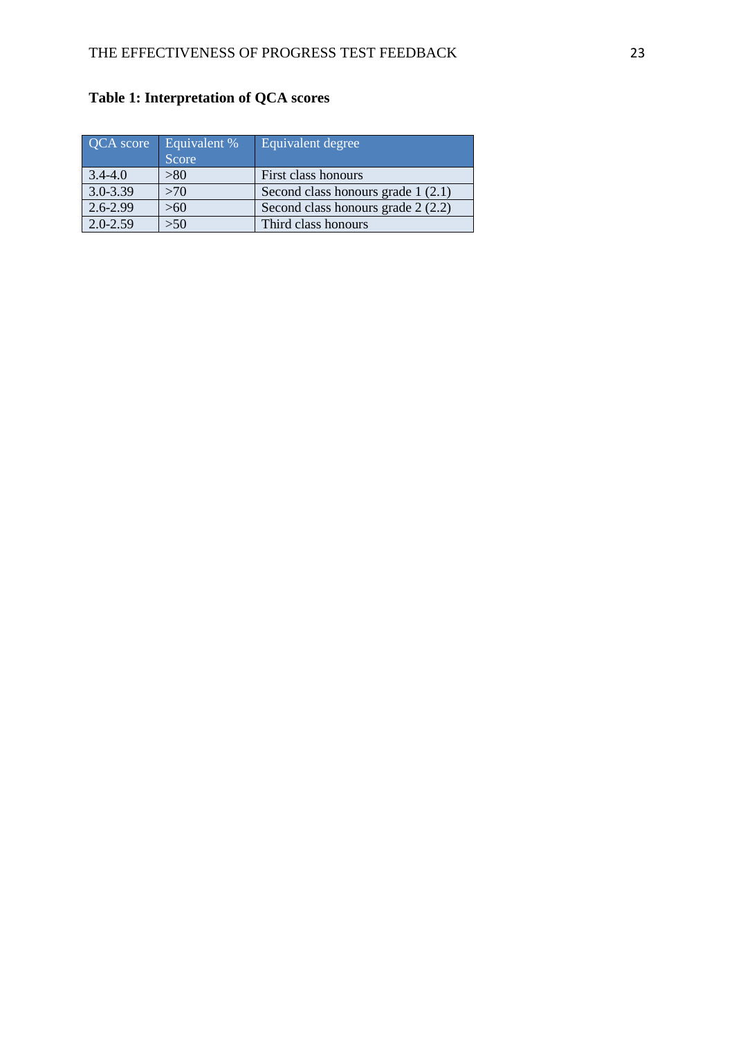**Table 1: Interpretation of QCA scores**

| QCA score | Equivalent % Score | Equivalent degree |
|---|---|---|
| 3.4-4.0 | >80 | First class honours |
| 3.0-3.39 | >70 | Second class honours grade 1 (2.1) |
| 2.6-2.99 | >60 | Second class honours grade 2 (2.2) |
| 2.0-2.59 | >50 | Third class honours |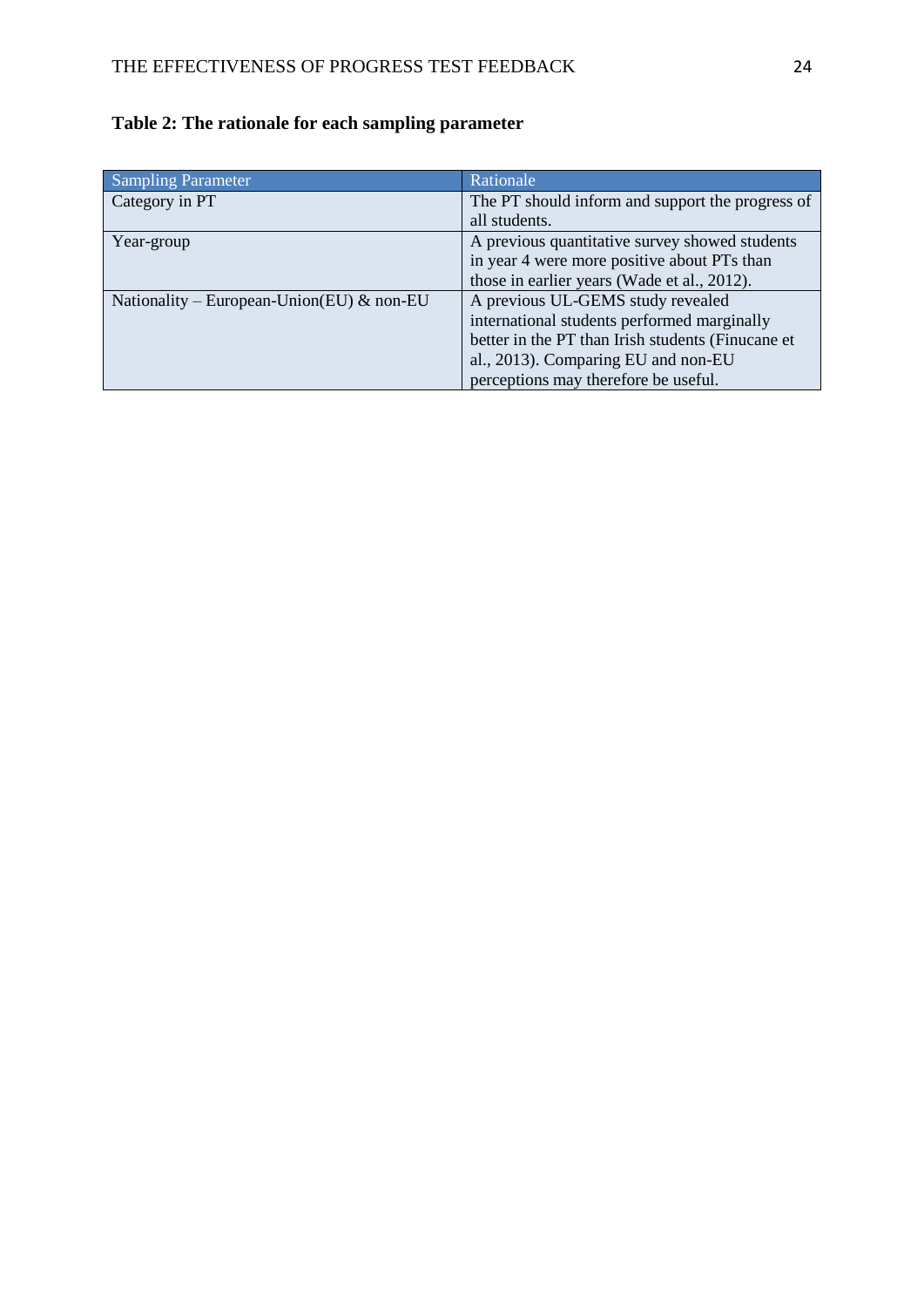**Table 2: The rationale for each sampling parameter**

| Sampling Parameter | Rationale |
| --- | --- |
| Category in PT | The PT should inform and support the progress of all students. |
| Year-group | A previous quantitative survey showed students in year 4 were more positive about PTs than those in earlier years (Wade et al., 2012). |
| Nationality – European-Union(EU) & non-EU | A previous UL-GEMS study revealed international students performed marginally better in the PT than Irish students (Finucane et al., 2013). Comparing EU and non-EU perceptions may therefore be useful. |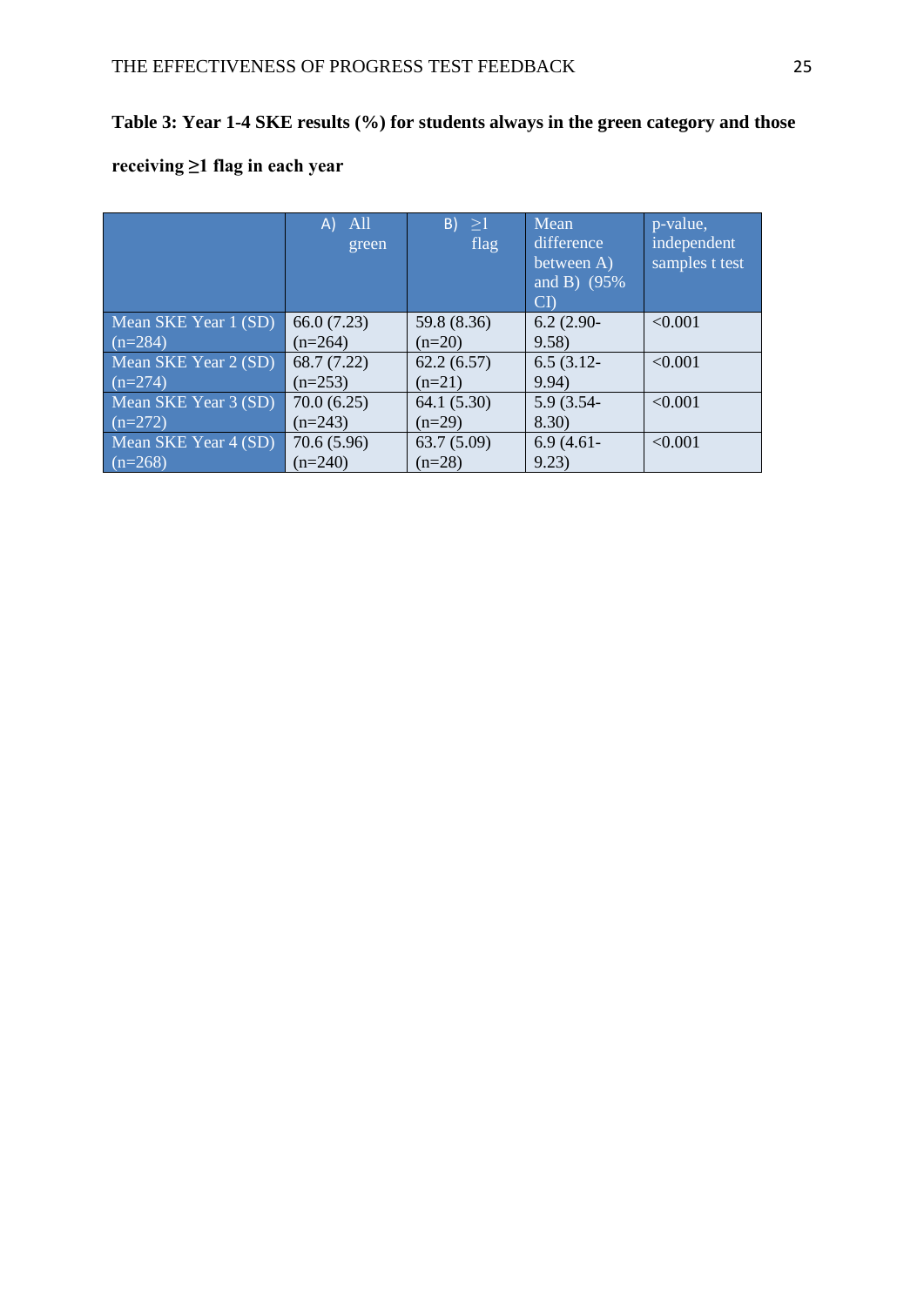**Table 3: Year 1-4 SKE results (%) for students always in the green category and those receiving ≥1 flag in each year**

| | A) All green | B) ≥1 flag | Mean difference between A) and B) (95% CI) | p-value, independent samples t test |
|---|---|---|---|---|
| Mean SKE Year 1 (SD) (n=284) | 66.0 (7.23) (n=264) | 59.8 (8.36) (n=20) | 6.2 (2.90-9.58) | <0.001 |
| Mean SKE Year 2 (SD) (n=274) | 68.7 (7.22) (n=253) | 62.2 (6.57) (n=21) | 6.5 (3.12-9.94) | <0.001 |
| Mean SKE Year 3 (SD) (n=272) | 70.0 (6.25) (n=243) | 64.1 (5.30) (n=29) | 5.9 (3.54-8.30) | <0.001 |
| Mean SKE Year 4 (SD) (n=268) | 70.6 (5.96) (n=240) | 63.7 (5.09) (n=28) | 6.9 (4.61-9.23) | <0.001 |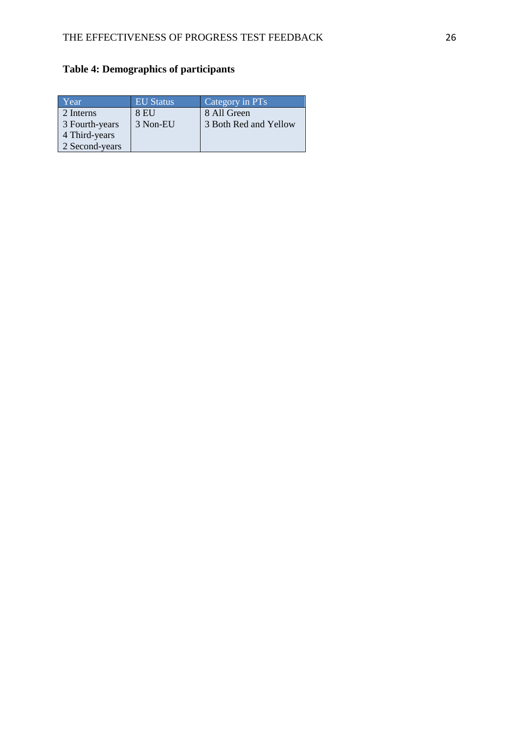**Table 4: Demographics of participants**

| Year | EU Status | Category in PTs |
|---|---|---|
| 2 Interns | 8 EU | 8 All Green |
| 3 Fourth-years | 3 Non-EU | 3 Both Red and Yellow |
| 4 Third-years | | |
| 2 Second-years | | |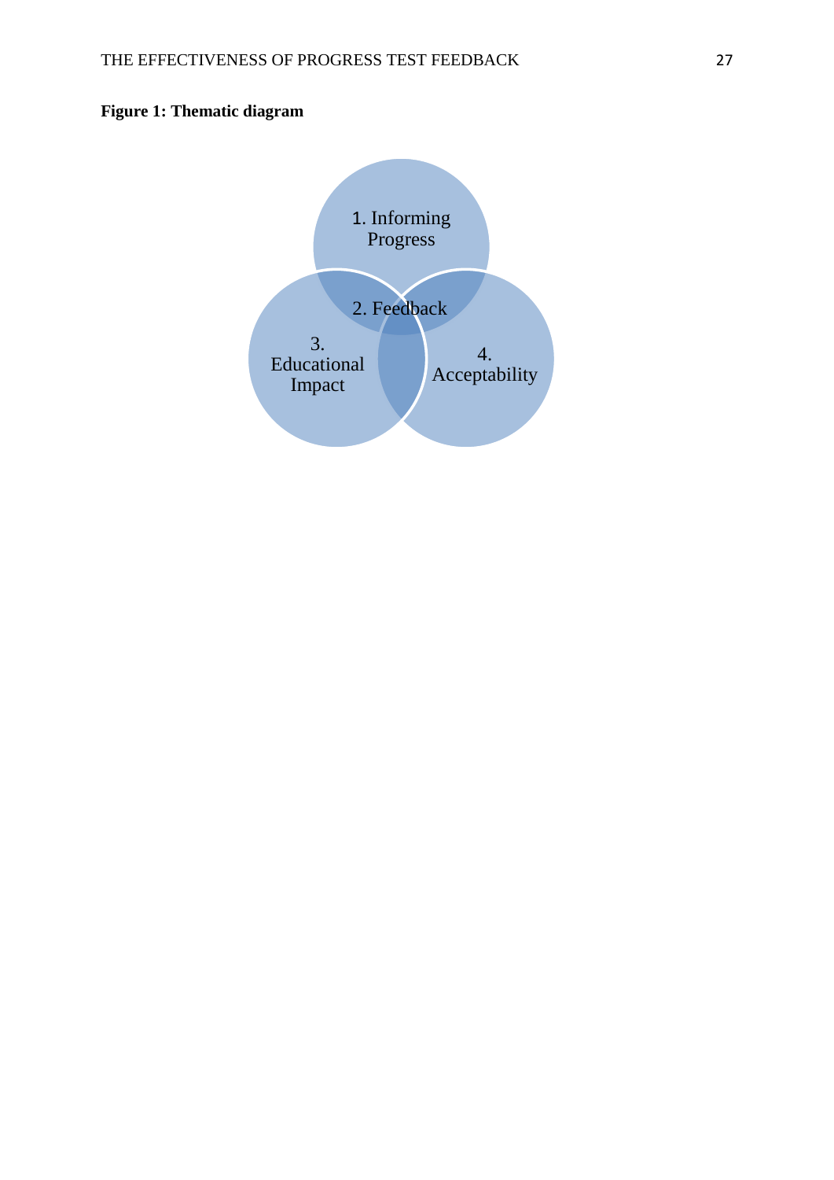**Figure 1: Thematic diagram**

1. Informing Progress

2. Feedback

3. Educational Impact

4. Acceptability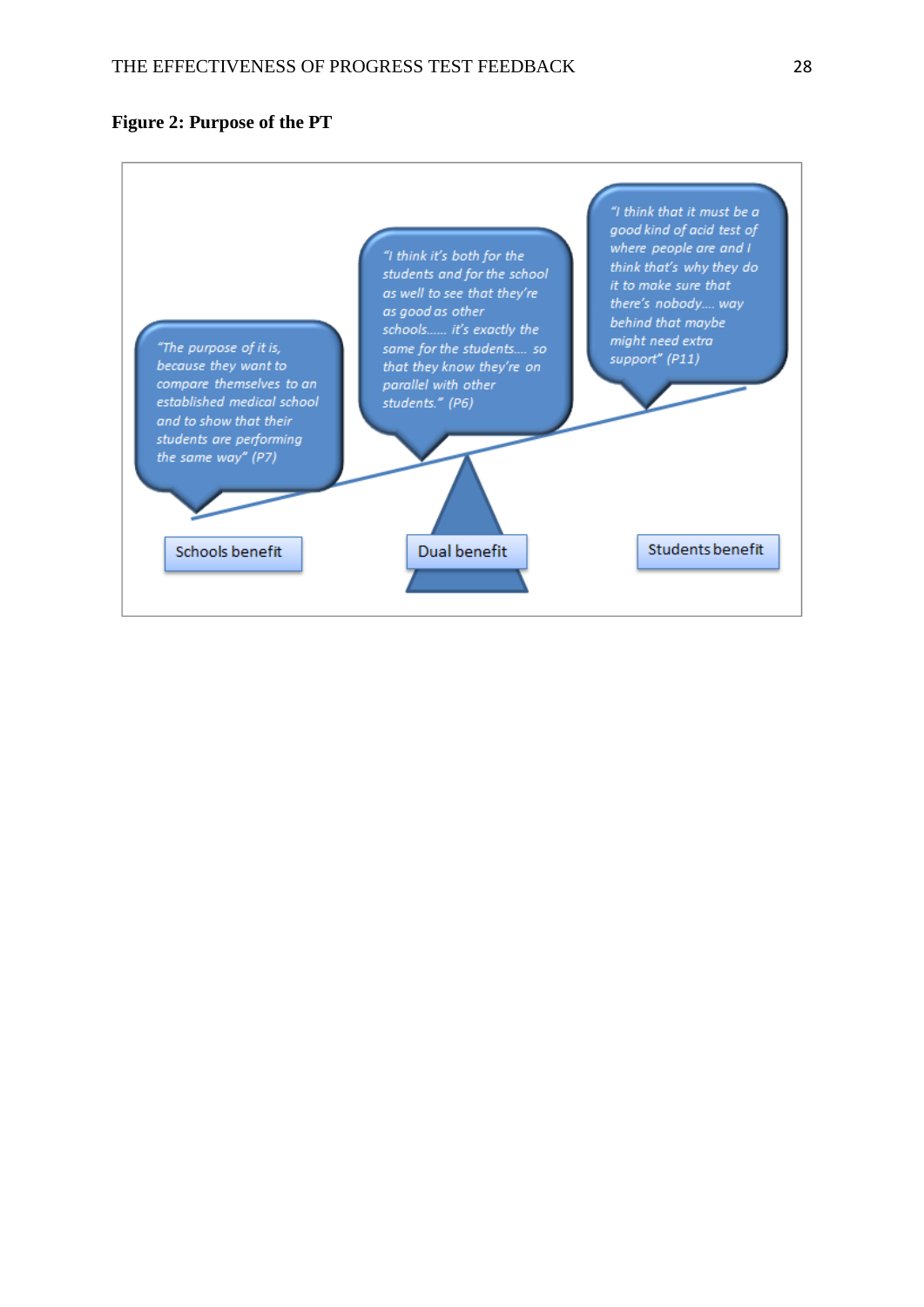**Figure 2: Purpose of the PT**

"The purpose of it is, because they want to compare themselves to an established medical school and to show that their students are performing the same way" (P7)

"I think it's both for the students and for the school as well to see that they're as good as other schools...... it's exactly the same for the students.... so that they know they're on parallel with other students." (P6)

"I think that it must be a good kind of acid test of where people are and I think that's why they do it to make sure that there's nobody.... way behind that maybe might need extra support" (P11)

Schools benefit | Dual benefit | Students benefit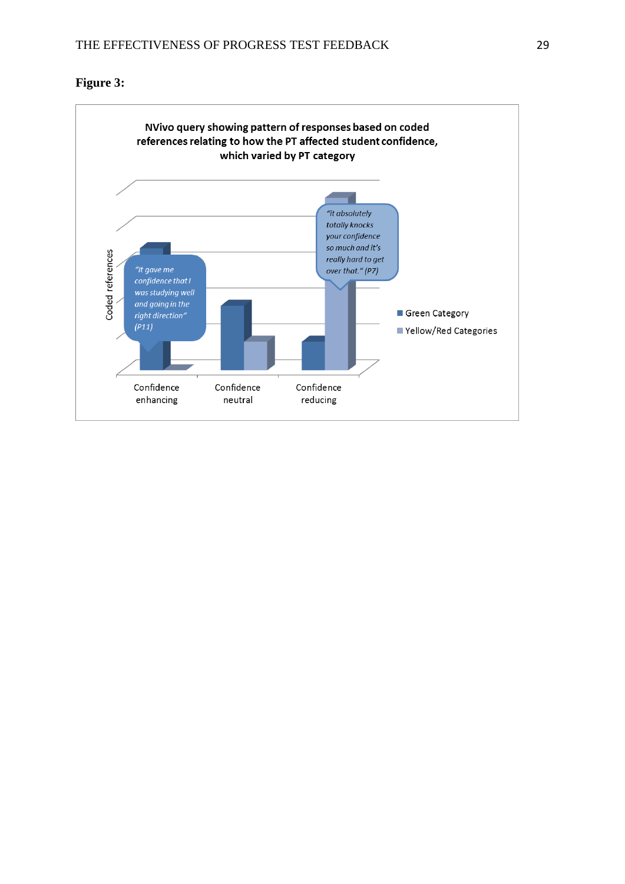**Figure 3:**

NVivo query showing pattern of responses based on coded references relating to how the PT affected student confidence, which varied by PT category

Coded references

"It gave me confidence that I was studying well and going in the right direction" (P11)

"it absolutely totally knocks your confidence so much and it's really hard to get over that." (P7)

Confidence enhancing | Confidence neutral | Confidence reducing

Green Category
Yellow/Red Categories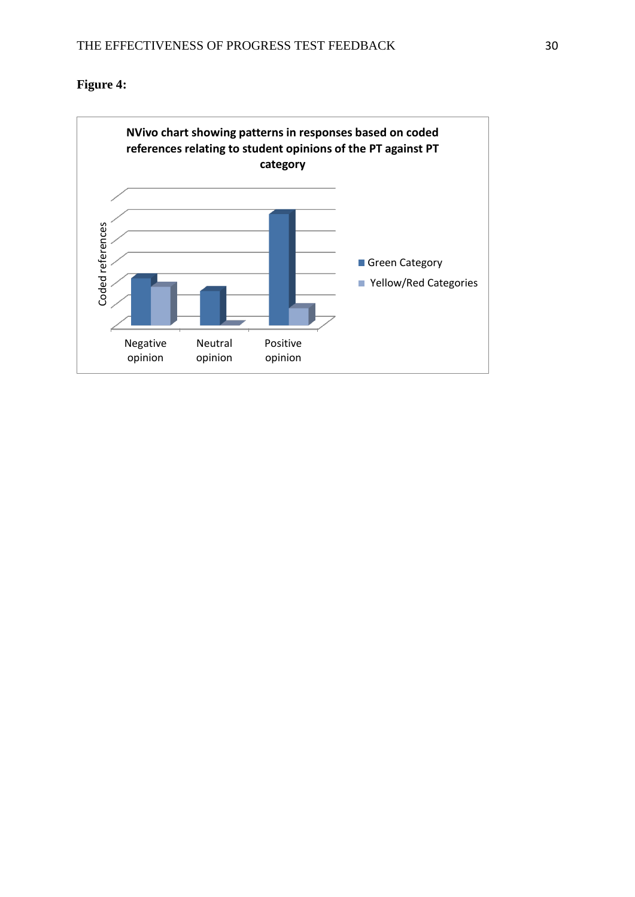**Figure 4:**

NVivo chart showing patterns in responses based on coded references relating to student opinions of the PT against PT category

Coded references

Negative opinion

Neutral opinion

Positive opinion

Green Category

Yellow/Red Categories